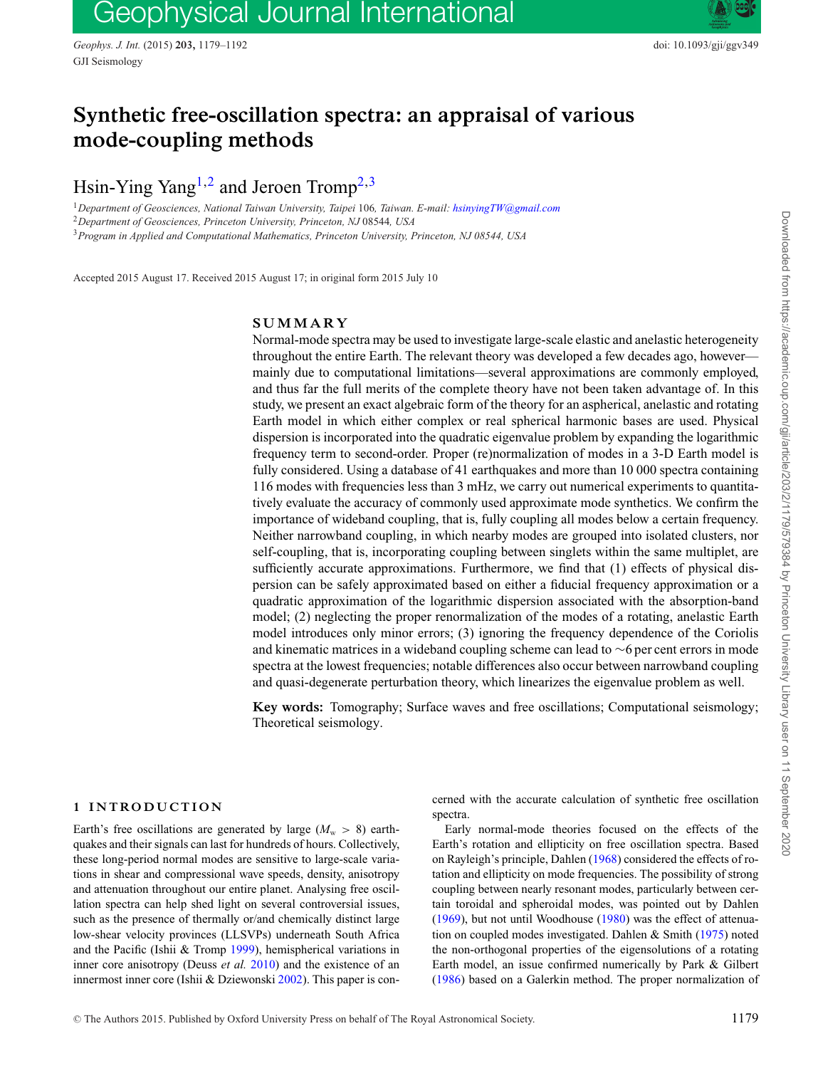# Synthetic free-oscillation spectra: an appraisal of various mode-coupling methods

Hsin-Ying Yang[1,2] and Jeroen Tromp[2,3]

[1]Department of Geosciences, National Taiwan University, Taipei 106, Taiwan. E-mail: hsinyingTW@gmail.com
[2]Department of Geosciences, Princeton University, Princeton, NJ 08544, USA
[3]Program in Applied and Computational Mathematics, Princeton University, Princeton, NJ 08544, USA

Accepted 2015 August 17. Received 2015 August 17; in original form 2015 July 10

## SUMMARY

Normal-mode spectra may be used to investigate large-scale elastic and anelastic heterogeneity throughout the entire Earth. The relevant theory was developed a few decades ago, however—mainly due to computational limitations—several approximations are commonly employed, and thus far the full merits of the complete theory have not been taken advantage of. In this study, we present an exact algebraic form of the theory for an aspherical, anelastic and rotating Earth model in which either complex or real spherical harmonic bases are used. Physical dispersion is incorporated into the quadratic eigenvalue problem by expanding the logarithmic frequency term to second-order. Proper (re)normalization of modes in a 3-D Earth model is fully considered. Using a database of 41 earthquakes and more than 10 000 spectra containing 116 modes with frequencies less than 3 mHz, we carry out numerical experiments to quantitatively evaluate the accuracy of commonly used approximate mode synthetics. We confirm the importance of wideband coupling, that is, fully coupling all modes below a certain frequency. Neither narrowband coupling, in which nearby modes are grouped into isolated clusters, nor self-coupling, that is, incorporating coupling between singlets within the same multiplet, are sufficiently accurate approximations. Furthermore, we find that (1) effects of physical dispersion can be safely approximated based on either a fiducial frequency approximation or a quadratic approximation of the logarithmic dispersion associated with the absorption-band model; (2) neglecting the proper renormalization of the modes of a rotating, anelastic Earth model introduces only minor errors; (3) ignoring the frequency dependence of the Coriolis and kinematic matrices in a wideband coupling scheme can lead to ~6 per cent errors in mode spectra at the lowest frequencies; notable differences also occur between narrowband coupling and quasi-degenerate perturbation theory, which linearizes the eigenvalue problem as well.

**Key words:** Tomography; Surface waves and free oscillations; Computational seismology; Theoretical seismology.

## 1 INTRODUCTION

Earth's free oscillations are generated by large ($M_w > 8$) earthquakes and their signals can last for hundreds of hours. Collectively, these long-period normal modes are sensitive to large-scale variations in shear and compressional wave speeds, density, anisotropy and attenuation throughout our entire planet. Analysing free oscillation spectra can help shed light on several controversial issues, such as the presence of thermally or/and chemically distinct large low-shear velocity provinces (LLSVPs) underneath South Africa and the Pacific (Ishii & Tromp 1999), hemispherical variations in inner core anisotropy (Deuss *et al.* 2010) and the existence of an innermost inner core (Ishii & Dziewonski 2002). This paper is concerned with the accurate calculation of synthetic free oscillation spectra.

Early normal-mode theories focused on the effects of the Earth's rotation and ellipticity on free oscillation spectra. Based on Rayleigh's principle, Dahlen (1968) considered the effects of rotation and ellipticity on mode frequencies. The possibility of strong coupling between nearly resonant modes, particularly between certain toroidal and spheroidal modes, was pointed out by Dahlen (1969), but not until Woodhouse (1980) was the effect of attenuation on coupled modes investigated. Dahlen & Smith (1975) noted the non-orthogonal properties of the eigensolutions of a rotating Earth model, an issue confirmed numerically by Park & Gilbert (1986) based on a Galerkin method. The proper normalization of

© The Authors 2015. Published by Oxford University Press on behalf of The Royal Astronomical Society.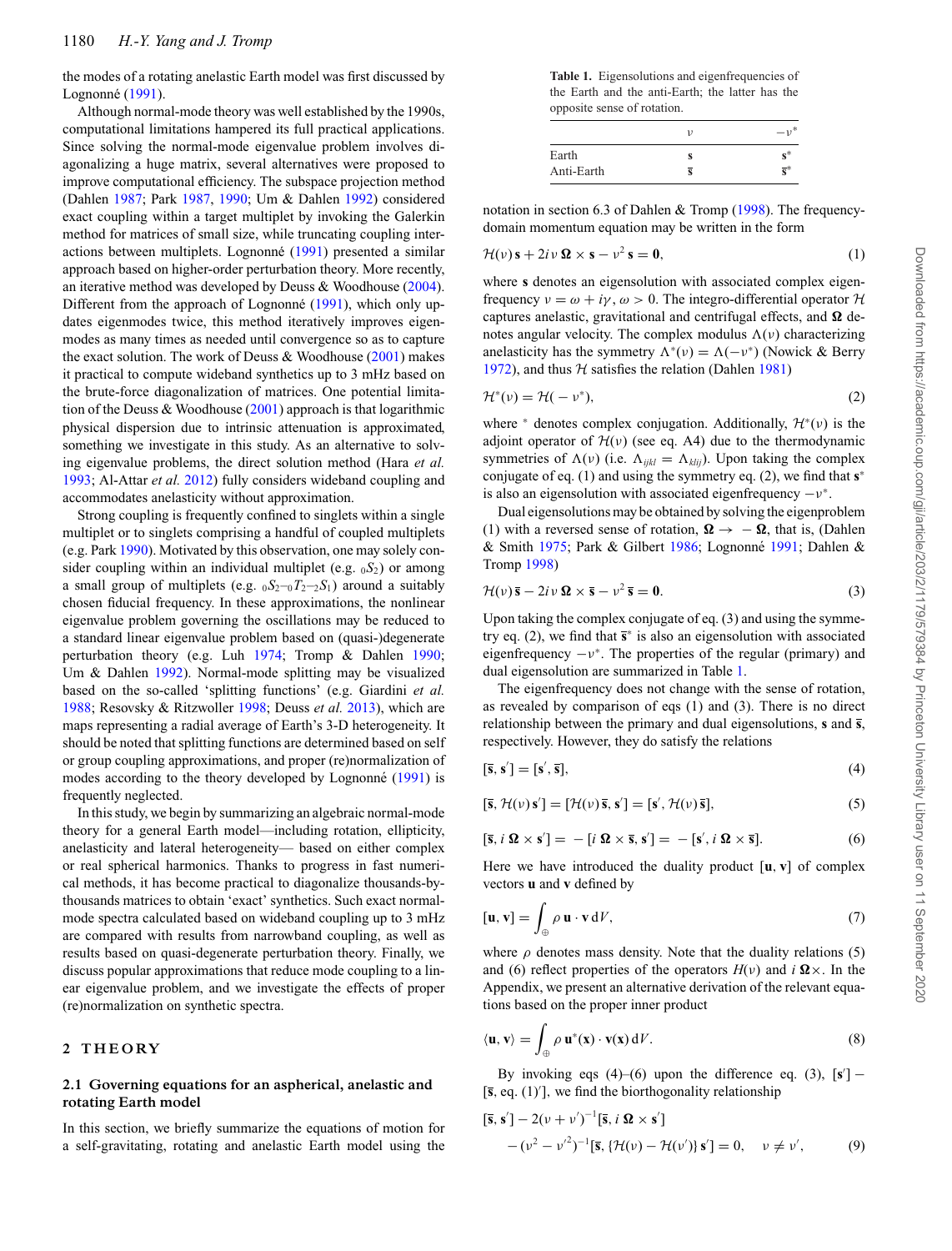the modes of a rotating anelastic Earth model was first discussed by Lognonné (1991).

Although normal-mode theory was well established by the 1990s, computational limitations hampered its full practical applications. Since solving the normal-mode eigenvalue problem involves diagonalizing a huge matrix, several alternatives were proposed to improve computational efficiency. The subspace projection method (Dahlen 1987; Park 1987, 1990; Um & Dahlen 1992) considered exact coupling within a target multiplet by invoking the Galerkin method for matrices of small size, while truncating coupling interactions between multiplets. Lognonné (1991) presented a similar approach based on higher-order perturbation theory. More recently, an iterative method was developed by Deuss & Woodhouse (2004). Different from the approach of Lognonné (1991), which only updates eigenmodes twice, this method iteratively improves eigenmodes as many times as needed until convergence so as to capture the exact solution. The work of Deuss & Woodhouse (2001) makes it practical to compute wideband synthetics up to 3 mHz based on the brute-force diagonalization of matrices. One potential limitation of the Deuss & Woodhouse (2001) approach is that logarithmic physical dispersion due to intrinsic attenuation is approximated, something we investigate in this study. As an alternative to solving eigenvalue problems, the direct solution method (Hara *et al.* 1993; Al-Attar *et al.* 2012) fully considers wideband coupling and accommodates anelasticity without approximation.

Strong coupling is frequently confined to singlets within a single multiplet or to singlets comprising a handful of coupled multiplets (e.g. Park 1990). Motivated by this observation, one may solely consider coupling within an individual multiplet (e.g. ${}_0S_2$) or among a small group of multiplets (e.g. ${}_0S_2$–${}_0T_2$–${}_2S_1$) around a suitably chosen fiducial frequency. In these approximations, the nonlinear eigenvalue problem governing the oscillations may be reduced to a standard linear eigenvalue problem based on (quasi-)degenerate perturbation theory (e.g. Luh 1974; Tromp & Dahlen 1990; Um & Dahlen 1992). Normal-mode splitting may be visualized based on the so-called 'splitting functions' (e.g. Giardini *et al.* 1988; Resovsky & Ritzwoller 1998; Deuss *et al.* 2013), which are maps representing a radial average of Earth's 3-D heterogeneity. It should be noted that splitting functions are determined based on self or group coupling approximations, and proper (re)normalization of modes according to the theory developed by Lognonné (1991) is frequently neglected.

In this study, we begin by summarizing an algebraic normal-mode theory for a general Earth model—including rotation, ellipticity, anelasticity and lateral heterogeneity— based on either complex or real spherical harmonics. Thanks to progress in fast numerical methods, it has become practical to diagonalize thousands-by-thousands matrices to obtain 'exact' synthetics. Such exact normal-mode spectra calculated based on wideband coupling up to 3 mHz are compared with results from narrowband coupling, as well as results based on quasi-degenerate perturbation theory. Finally, we discuss popular approximations that reduce mode coupling to a linear eigenvalue problem, and we investigate the effects of proper (re)normalization on synthetic spectra.

## 2 THEORY

### 2.1 Governing equations for an aspherical, anelastic and rotating Earth model

In this section, we briefly summarize the equations of motion for a self-gravitating, rotating and anelastic Earth model using the notation in section 6.3 of Dahlen & Tromp (1998). The frequency-domain momentum equation may be written in the form

**Table 1.** Eigensolutions and eigenfrequencies of the Earth and the anti-Earth; the latter has the opposite sense of rotation.

| | $\nu$ | $-\nu^*$ |
|---|---|---|
| Earth | $\mathbf{s}$ | $\mathbf{s}^*$ |
| Anti-Earth | $\bar{\mathbf{s}}$ | $\bar{\mathbf{s}}^*$ |

$$\mathcal{H}(\nu)\,\mathbf{s} + 2i\nu\,\boldsymbol{\Omega}\times\mathbf{s} - \nu^2\,\mathbf{s} = \mathbf{0}, \tag{1}$$

where $\mathbf{s}$ denotes an eigensolution with associated complex eigenfrequency $\nu = \omega + i\gamma$, $\omega > 0$. The integro-differential operator $\mathcal{H}$ captures anelastic, gravitational and centrifugal effects, and $\boldsymbol{\Omega}$ denotes angular velocity. The complex modulus $\Lambda(\nu)$ characterizing anelasticity has the symmetry $\Lambda^*(\nu) = \Lambda(-\nu^*)$ (Nowick & Berry 1972), and thus $\mathcal{H}$ satisfies the relation (Dahlen 1981)

$$\mathcal{H}^*(\nu) = \mathcal{H}(-\nu^*), \tag{2}$$

where $^*$ denotes complex conjugation. Additionally, $\mathcal{H}^*(\nu)$ is the adjoint operator of $\mathcal{H}(\nu)$ (see eq. A4) due to the thermodynamic symmetries of $\Lambda(\nu)$ (i.e. $\Lambda_{ijkl} = \Lambda_{klij}$). Upon taking the complex conjugate of eq. (1) and using the symmetry eq. (2), we find that $\mathbf{s}^*$ is also an eigensolution with associated eigenfrequency $-\nu^*$.

Dual eigensolutions may be obtained by solving the eigenproblem (1) with a reversed sense of rotation, $\boldsymbol{\Omega} \to -\boldsymbol{\Omega}$, that is, (Dahlen & Smith 1975; Park & Gilbert 1986; Lognonné 1991; Dahlen & Tromp 1998)

$$\mathcal{H}(\nu)\,\bar{\mathbf{s}} - 2i\nu\,\boldsymbol{\Omega}\times\bar{\mathbf{s}} - \nu^2\,\bar{\mathbf{s}} = \mathbf{0}. \tag{3}$$

Upon taking the complex conjugate of eq. (3) and using the symmetry eq. (2), we find that $\bar{\mathbf{s}}^*$ is also an eigensolution with associated eigenfrequency $-\nu^*$. The properties of the regular (primary) and dual eigensolution are summarized in Table 1.

The eigenfrequency does not change with the sense of rotation, as revealed by comparison of eqs (1) and (3). There is no direct relationship between the primary and dual eigensolutions, $\mathbf{s}$ and $\bar{\mathbf{s}}$, respectively. However, they do satisfy the relations

$$[\bar{\mathbf{s}}, \mathbf{s}'] = [\mathbf{s}', \bar{\mathbf{s}}], \tag{4}$$

$$[\bar{\mathbf{s}}, \mathcal{H}(\nu)\,\mathbf{s}'] = [\mathcal{H}(\nu)\,\bar{\mathbf{s}}, \mathbf{s}'] = [\mathbf{s}', \mathcal{H}(\nu)\,\bar{\mathbf{s}}], \tag{5}$$

$$[\bar{\mathbf{s}}, i\,\boldsymbol{\Omega}\times\mathbf{s}'] = -[i\,\boldsymbol{\Omega}\times\bar{\mathbf{s}}, \mathbf{s}'] = -[\mathbf{s}', i\,\boldsymbol{\Omega}\times\bar{\mathbf{s}}]. \tag{6}$$

Here we have introduced the duality product $[\mathbf{u}, \mathbf{v}]$ of complex vectors $\mathbf{u}$ and $\mathbf{v}$ defined by

$$[\mathbf{u}, \mathbf{v}] = \int_{\oplus} \rho\,\mathbf{u}\cdot\mathbf{v}\,\mathrm{d}V, \tag{7}$$

where $\rho$ denotes mass density. Note that the duality relations (5) and (6) reflect properties of the operators $H(\nu)$ and $i\,\boldsymbol{\Omega}\times$. In the Appendix, we present an alternative derivation of the relevant equations based on the proper inner product

$$\langle \mathbf{u}, \mathbf{v} \rangle = \int_{\oplus} \rho\,\mathbf{u}^*(\mathbf{x})\cdot\mathbf{v}(\mathbf{x})\,\mathrm{d}V. \tag{8}$$

By invoking eqs (4)–(6) upon the difference eq. (3), $[\mathbf{s}'] - [\bar{\mathbf{s}}$, eq. (1)$']$, we find the biorthogonality relationship

$$[\bar{\mathbf{s}}, \mathbf{s}'] - 2(\nu + \nu')^{-1}[\bar{\mathbf{s}}, i\,\boldsymbol{\Omega}\times\mathbf{s}'] - (\nu^2 - \nu'^2)^{-1}[\bar{\mathbf{s}}, \{\mathcal{H}(\nu) - \mathcal{H}(\nu')\}\,\mathbf{s}'] = 0, \quad \nu \neq \nu', \tag{9}$$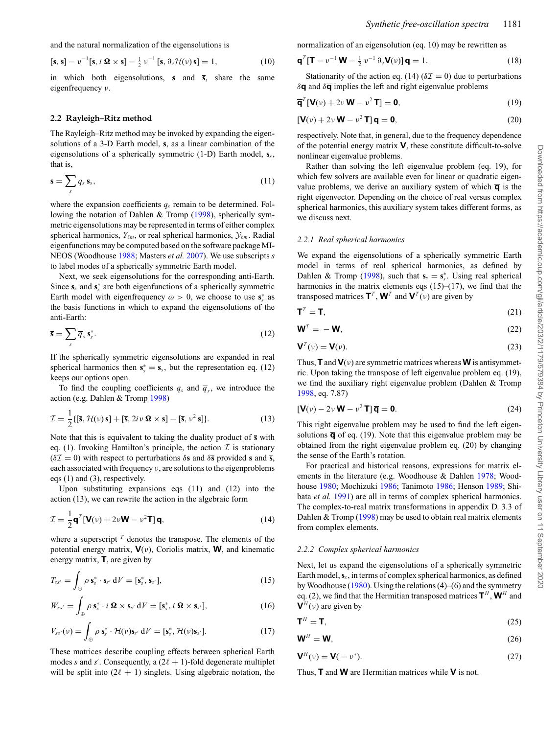and the natural normalization of the eigensolutions is

$$[\bar{\mathbf{s}}, \mathbf{s}] - \nu^{-1}[\bar{\mathbf{s}}, i\,\boldsymbol{\Omega} \times \mathbf{s}] - \tfrac{1}{2}\,\nu^{-1}\,[\bar{\mathbf{s}}, \partial_\nu \mathcal{H}(\nu)\,\mathbf{s}] = 1, \tag{10}$$

in which both eigensolutions, $\mathbf{s}$ and $\bar{\mathbf{s}}$, share the same eigenfrequency $\nu$.

### 2.2 Rayleigh–Ritz method

The Rayleigh–Ritz method may be invoked by expanding the eigensolutions of a 3-D Earth model, $\mathbf{s}$, as a linear combination of the eigensolutions of a spherically symmetric (1-D) Earth model, $\mathbf{s}_s$, that is,

$$\mathbf{s} = \sum_s q_s\,\mathbf{s}_s, \tag{11}$$

where the expansion coefficients $q_s$ remain to be determined. Following the notation of Dahlen & Tromp (1998), spherically symmetric eigensolutions may be represented in terms of either complex spherical harmonics, $Y_{\ell m}$, or real spherical harmonics, $\mathcal{Y}_{\ell m}$. Radial eigenfunctions may be computed based on the software package MINEOS (Woodhouse 1988; Masters *et al.* 2007). We use subscripts $s$ to label modes of a spherically symmetric Earth model.

Next, we seek eigensolutions for the corresponding anti-Earth. Since $\mathbf{s}_s$ and $\mathbf{s}_s^*$ are both eigenfunctions of a spherically symmetric Earth model with eigenfrequency $\omega > 0$, we choose to use $\mathbf{s}_s^*$ as the basis functions in which to expand the eigensolutions of the anti-Earth:

$$\bar{\mathbf{s}} = \sum_s \bar{q}_s\,\mathbf{s}_s^*. \tag{12}$$

If the spherically symmetric eigensolutions are expanded in real spherical harmonics then $\mathbf{s}_s^* = \mathbf{s}_s$, but the representation eq. (12) keeps our options open.

To find the coupling coefficients $q_s$ and $\bar{q}_s$, we introduce the action (e.g. Dahlen & Tromp 1998)

$$\mathcal{I} = \frac{1}{2}\{[\bar{\mathbf{s}}, \mathcal{H}(\nu)\,\mathbf{s}] + [\bar{\mathbf{s}}, 2i\,\nu\,\boldsymbol{\Omega} \times \mathbf{s}] - [\bar{\mathbf{s}}, \nu^2\,\mathbf{s}]\}. \tag{13}$$

Note that this is equivalent to taking the duality product of $\bar{\mathbf{s}}$ with eq. (1). Invoking Hamilton's principle, the action $\mathcal{I}$ is stationary ($\delta\mathcal{I} = 0$) with respect to perturbations $\delta\mathbf{s}$ and $\delta\bar{\mathbf{s}}$ provided $\mathbf{s}$ and $\bar{\mathbf{s}}$, each associated with frequency $\nu$, are solutions to the eigenproblems eqs (1) and (3), respectively.

Upon substituting expansions eqs (11) and (12) into the action (13), we can rewrite the action in the algebraic form

$$\mathcal{I} = \frac{1}{2}\bar{\mathbf{q}}^T[\mathbf{V}(\nu) + 2\nu\mathbf{W} - \nu^2\mathbf{T}]\,\mathbf{q}, \tag{14}$$

where a superscript $^T$ denotes the transpose. The elements of the potential energy matrix, $\mathbf{V}(\nu)$, Coriolis matrix, $\mathbf{W}$, and kinematic energy matrix, $\mathbf{T}$, are given by

$$T_{ss'} = \int_\oplus \rho\,\mathbf{s}_s^* \cdot \mathbf{s}_{s'}\,\mathrm{d}V = [\mathbf{s}_s^*, \mathbf{s}_{s'}], \tag{15}$$

$$W_{ss'} = \int_\oplus \rho\,\mathbf{s}_s^* \cdot i\,\boldsymbol{\Omega} \times \mathbf{s}_{s'}\,\mathrm{d}V = [\mathbf{s}_s^*, i\,\boldsymbol{\Omega} \times \mathbf{s}_{s'}], \tag{16}$$

$$V_{ss'}(\nu) = \int_\oplus \rho\,\mathbf{s}_s^* \cdot \mathcal{H}(\nu)\mathbf{s}_{s'}\,\mathrm{d}V = [\mathbf{s}_s^*, \mathcal{H}(\nu)\mathbf{s}_{s'}]. \tag{17}$$

These matrices describe coupling effects between spherical Earth modes $s$ and $s'$. Consequently, a $(2\ell + 1)$-fold degenerate multiplet will be split into $(2\ell + 1)$ singlets. Using algebraic notation, the normalization of an eigensolution (eq. 10) may be rewritten as

$$\bar{\mathbf{q}}^T[\mathbf{T} - \nu^{-1}\,\mathbf{W} - \tfrac{1}{2}\,\nu^{-1}\,\partial_\nu \mathbf{V}(\nu)]\,\mathbf{q} = 1. \tag{18}$$

Stationarity of the action eq. (14) ($\delta\mathcal{I} = 0$) due to perturbations $\delta\mathbf{q}$ and $\delta\bar{\mathbf{q}}$ implies the left and right eigenvalue problems

$$\bar{\mathbf{q}}^T[\mathbf{V}(\nu) + 2\nu\,\mathbf{W} - \nu^2\,\mathbf{T}] = \mathbf{0}, \tag{19}$$

$$[\mathbf{V}(\nu) + 2\nu\,\mathbf{W} - \nu^2\,\mathbf{T}]\,\mathbf{q} = \mathbf{0}, \tag{20}$$

respectively. Note that, in general, due to the frequency dependence of the potential energy matrix $\mathbf{V}$, these constitute difficult-to-solve nonlinear eigenvalue problems.

Rather than solving the left eigenvalue problem (eq. 19), for which few solvers are available even for linear or quadratic eigenvalue problems, we derive an auxiliary system of which $\bar{\mathbf{q}}$ is the right eigenvector. Depending on the choice of real versus complex spherical harmonics, this auxiliary system takes different forms, as we discuss next.

#### 2.2.1 *Real spherical harmonics*

We expand the eigensolutions of a spherically symmetric Earth model in terms of real spherical harmonics, as defined by Dahlen & Tromp (1998), such that $\mathbf{s}_s = \mathbf{s}_s^*$. Using real spherical harmonics in the matrix elements eqs (15)–(17), we find that the transposed matrices $\mathbf{T}^T$, $\mathbf{W}^T$ and $\mathbf{V}^T(\nu)$ are given by

$$\mathbf{T}^T = \mathbf{T}, \tag{21}$$

$$\mathbf{W}^T = -\mathbf{W}, \tag{22}$$

$$\mathbf{V}^T(\nu) = \mathbf{V}(\nu). \tag{23}$$

Thus, $\mathbf{T}$ and $\mathbf{V}(\nu)$ are symmetric matrices whereas $\mathbf{W}$ is antisymmetric. Upon taking the transpose of left eigenvalue problem eq. (19), we find the auxiliary right eigenvalue problem (Dahlen & Tromp 1998, eq. 7.87)

$$[\mathbf{V}(\nu) - 2\nu\,\mathbf{W} - \nu^2\,\mathbf{T}]\,\bar{\mathbf{q}} = \mathbf{0}. \tag{24}$$

This right eigenvalue problem may be used to find the left eigensolutions $\bar{\mathbf{q}}$ of eq. (19). Note that this eigenvalue problem may be obtained from the right eigenvalue problem eq. (20) by changing the sense of the Earth's rotation.

For practical and historical reasons, expressions for matrix elements in the literature (e.g. Woodhouse & Dahlen 1978; Woodhouse 1980; Mochizuki 1986; Tanimoto 1986; Henson 1989; Shibata *et al.* 1991) are all in terms of complex spherical harmonics. The complex-to-real matrix transformations in appendix D. 3.3 of Dahlen & Tromp (1998) may be used to obtain real matrix elements from complex elements.

#### 2.2.2 *Complex spherical harmonics*

Next, let us expand the eigensolutions of a spherically symmetric Earth model, $\mathbf{s}_s$, in terms of complex spherical harmonics, as defined by Woodhouse (1980). Using the relations (4)–(6) and the symmetry eq. (2), we find that the Hermitian transposed matrices $\mathbf{T}^H$, $\mathbf{W}^H$ and $\mathbf{V}^H(\nu)$ are given by

$$\mathbf{T}^H = \mathbf{T}, \tag{25}$$

$$\mathbf{W}^H = \mathbf{W}, \tag{26}$$

$$\mathbf{V}^H(\nu) = \mathbf{V}(-\nu^*). \tag{27}$$

Thus, $\mathbf{T}$ and $\mathbf{W}$ are Hermitian matrices while $\mathbf{V}$ is not.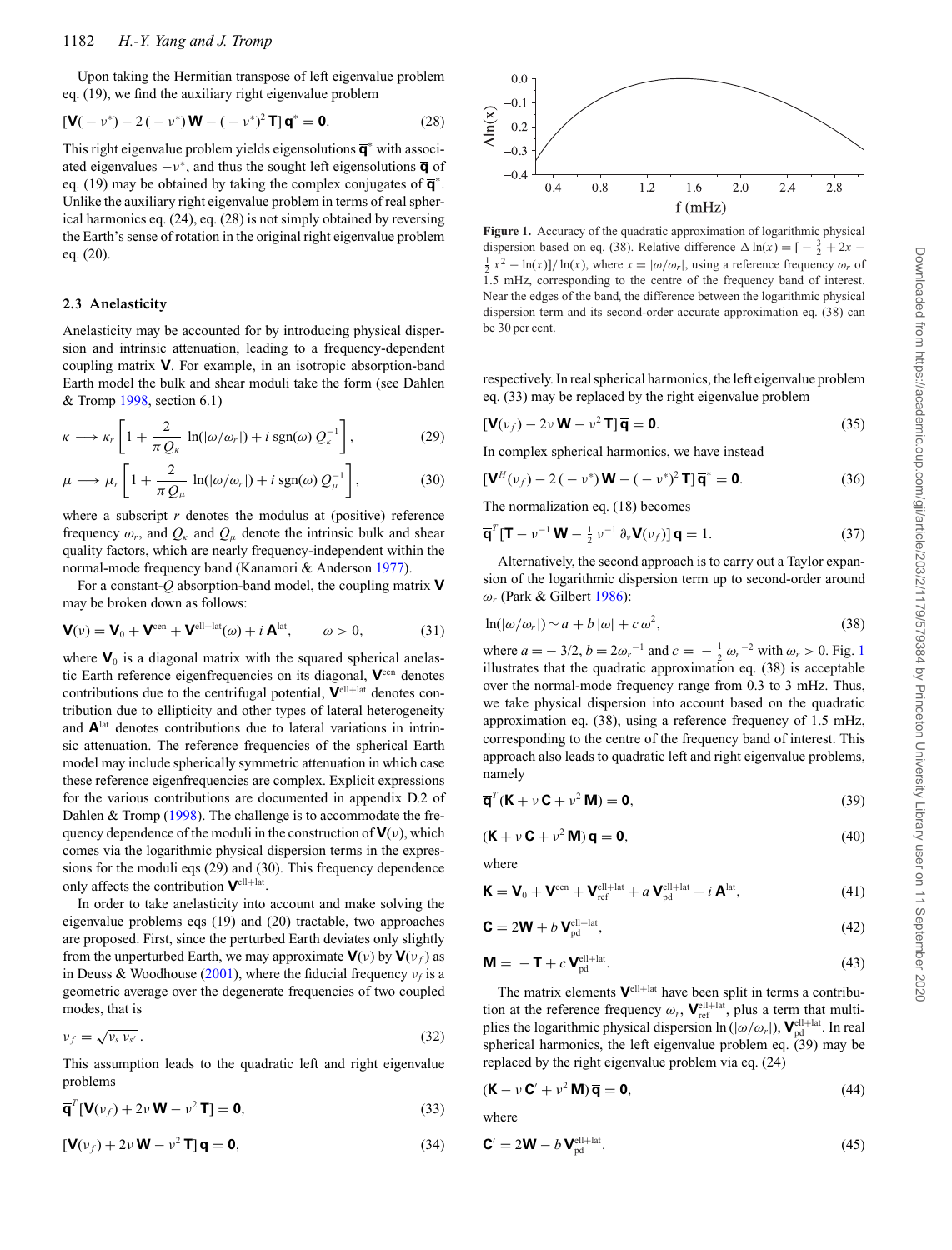Upon taking the Hermitian transpose of left eigenvalue problem eq. (19), we find the auxiliary right eigenvalue problem

$$[\mathbf{V}(-\nu^*) - 2(-\nu^*)\,\mathbf{W} - (-\nu^*)^2\,\mathbf{T}]\,\overline{\mathbf{q}}^* = \mathbf{0}. \tag{28}$$

This right eigenvalue problem yields eigensolutions $\overline{\mathbf{q}}^*$ with associated eigenvalues $-\nu^*$, and thus the sought left eigensolutions $\overline{\mathbf{q}}$ of eq. (19) may be obtained by taking the complex conjugates of $\overline{\mathbf{q}}^*$. Unlike the auxiliary right eigenvalue problem in terms of real spherical harmonics eq. (24), eq. (28) is not simply obtained by reversing the Earth's sense of rotation in the original right eigenvalue problem eq. (20).

### 2.3 Anelasticity

Anelasticity may be accounted for by introducing physical dispersion and intrinsic attenuation, leading to a frequency-dependent coupling matrix $\mathbf{V}$. For example, in an isotropic absorption-band Earth model the bulk and shear moduli take the form (see Dahlen & Tromp 1998, section 6.1)

$$\kappa \longrightarrow \kappa_r \left[1 + \frac{2}{\pi Q_\kappa}\ \ln(|\omega/\omega_r|) + i\ \mathrm{sgn}(\omega)\ Q_\kappa^{-1}\right], \tag{29}$$

$$\mu \longrightarrow \mu_r \left[1 + \frac{2}{\pi Q_\mu}\ \ln(|\omega/\omega_r|) + i\ \mathrm{sgn}(\omega)\ Q_\mu^{-1}\right], \tag{30}$$

where a subscript $r$ denotes the modulus at (positive) reference frequency $\omega_r$, and $Q_\kappa$ and $Q_\mu$ denote the intrinsic bulk and shear quality factors, which are nearly frequency-independent within the normal-mode frequency band (Kanamori & Anderson 1977).

For a constant-$Q$ absorption-band model, the coupling matrix $\mathbf{V}$ may be broken down as follows:

$$\mathbf{V}(\nu) = \mathbf{V}_0 + \mathbf{V}^{\mathrm{cen}} + \mathbf{V}^{\mathrm{ell+lat}}(\omega) + i\,\mathbf{A}^{\mathrm{lat}}, \qquad \omega > 0, \tag{31}$$

where $\mathbf{V}_0$ is a diagonal matrix with the squared spherical anelastic Earth reference eigenfrequencies on its diagonal, $\mathbf{V}^{\mathrm{cen}}$ denotes contributions due to the centrifugal potential, $\mathbf{V}^{\mathrm{ell+lat}}$ denotes contribution due to ellipticity and other types of lateral heterogeneity and $\mathbf{A}^{\mathrm{lat}}$ denotes contributions due to lateral variations in intrinsic attenuation. The reference frequencies of the spherical Earth model may include spherically symmetric attenuation in which case these reference eigenfrequencies are complex. Explicit expressions for the various contributions are documented in appendix D.2 of Dahlen & Tromp (1998). The challenge is to accommodate the frequency dependence of the moduli in the construction of $\mathbf{V}(\nu)$, which comes via the logarithmic physical dispersion terms in the expressions for the moduli eqs (29) and (30). This frequency dependence only affects the contribution $\mathbf{V}^{\mathrm{ell+lat}}$.

In order to take anelasticity into account and make solving the eigenvalue problems eqs (19) and (20) tractable, two approaches are proposed. First, since the perturbed Earth deviates only slightly from the unperturbed Earth, we may approximate $\mathbf{V}(\nu)$ by $\mathbf{V}(\nu_f)$ as in Deuss & Woodhouse (2001), where the fiducial frequency $\nu_f$ is a geometric average over the degenerate frequencies of two coupled modes, that is

$$\nu_f = \sqrt{\nu_s\,\nu_{s'}}\,. \tag{32}$$

This assumption leads to the quadratic left and right eigenvalue problems

$$\overline{\mathbf{q}}^T[\mathbf{V}(\nu_f) + 2\nu\,\mathbf{W} - \nu^2\,\mathbf{T}] = \mathbf{0}, \tag{33}$$

$$[\mathbf{V}(\nu_f) + 2\nu\,\mathbf{W} - \nu^2\,\mathbf{T}]\,\mathbf{q} = \mathbf{0}, \tag{34}$$

respectively. In real spherical harmonics, the left eigenvalue problem eq. (33) may be replaced by the right eigenvalue problem

$$[\mathbf{V}(\nu_f) - 2\nu\,\mathbf{W} - \nu^2\,\mathbf{T}]\,\overline{\mathbf{q}} = \mathbf{0}. \tag{35}$$

In complex spherical harmonics, we have instead

$$[\mathbf{V}^H(\nu_f) - 2(-\nu^*)\,\mathbf{W} - (-\nu^*)^2\,\mathbf{T}]\,\overline{\mathbf{q}}^* = \mathbf{0}. \tag{36}$$

The normalization eq. (18) becomes

$$\overline{\mathbf{q}}^T[\mathbf{T} - \nu^{-1}\,\mathbf{W} - \tfrac{1}{2}\,\nu^{-1}\,\partial_\nu \mathbf{V}(\nu_f)]\,\mathbf{q} = 1. \tag{37}$$

Alternatively, the second approach is to carry out a Taylor expansion of the logarithmic dispersion term up to second-order around $\omega_r$ (Park & Gilbert 1986):

$$\ln(|\omega/\omega_r|) \sim a + b\,|\omega| + c\,\omega^2, \tag{38}$$

where $a = -3/2$, $b = 2\omega_r^{-1}$ and $c = -\frac{1}{2}\,\omega_r^{-2}$ with $\omega_r > 0$. Fig. 1 illustrates that the quadratic approximation eq. (38) is acceptable over the normal-mode frequency range from 0.3 to 3 mHz. Thus, we take physical dispersion into account based on the quadratic approximation eq. (38), using a reference frequency of 1.5 mHz, corresponding to the centre of the frequency band of interest. This approach also leads to quadratic left and right eigenvalue problems, namely

$$\overline{\mathbf{q}}^T(\mathbf{K} + \nu\,\mathbf{C} + \nu^2\,\mathbf{M}) = \mathbf{0}, \tag{39}$$

$$(\mathbf{K} + \nu\,\mathbf{C} + \nu^2\,\mathbf{M})\,\mathbf{q} = \mathbf{0}, \tag{40}$$

where

$$\mathbf{K} = \mathbf{V}_0 + \mathbf{V}^{\mathrm{cen}} + \mathbf{V}^{\mathrm{ell+lat}}_{\mathrm{ref}} + a\,\mathbf{V}^{\mathrm{ell+lat}}_{\mathrm{pd}} + i\,\mathbf{A}^{\mathrm{lat}}, \tag{41}$$

$$\mathbf{C} = 2\mathbf{W} + b\,\mathbf{V}^{\mathrm{ell+lat}}_{\mathrm{pd}}, \tag{42}$$

$$\mathbf{M} = -\mathbf{T} + c\,\mathbf{V}^{\mathrm{ell+lat}}_{\mathrm{pd}}. \tag{43}$$

The matrix elements $\mathbf{V}^{\mathrm{ell+lat}}$ have been split in terms a contribution at the reference frequency $\omega_r$, $\mathbf{V}^{\mathrm{ell+lat}}_{\mathrm{ref}}$, plus a term that multiplies the logarithmic physical dispersion $\ln(|\omega/\omega_r|)$, $\mathbf{V}^{\mathrm{ell+lat}}_{\mathrm{pd}}$. In real spherical harmonics, the left eigenvalue problem eq. (39) may be replaced by the right eigenvalue problem via eq. (24)

$$(\mathbf{K} - \nu\,\mathbf{C}' + \nu^2\,\mathbf{M})\,\overline{\mathbf{q}} = \mathbf{0}, \tag{44}$$

where

$$\mathbf{C}' = 2\mathbf{W} - b\,\mathbf{V}^{\mathrm{ell+lat}}_{\mathrm{pd}}. \tag{45}$$

**Figure 1.** Accuracy of the quadratic approximation of logarithmic physical dispersion based on eq. (38). Relative difference $\Delta\ln(x) = [-\frac{3}{2} + 2x - \frac{1}{2}x^2 - \ln(x)]/\ln(x)$, where $x = |\omega/\omega_r|$, using a reference frequency $\omega_r$ of 1.5 mHz, corresponding to the centre of the frequency band of interest. Near the edges of the band, the difference between the logarithmic physical dispersion term and its second-order accurate approximation eq. (38) can be 30 per cent.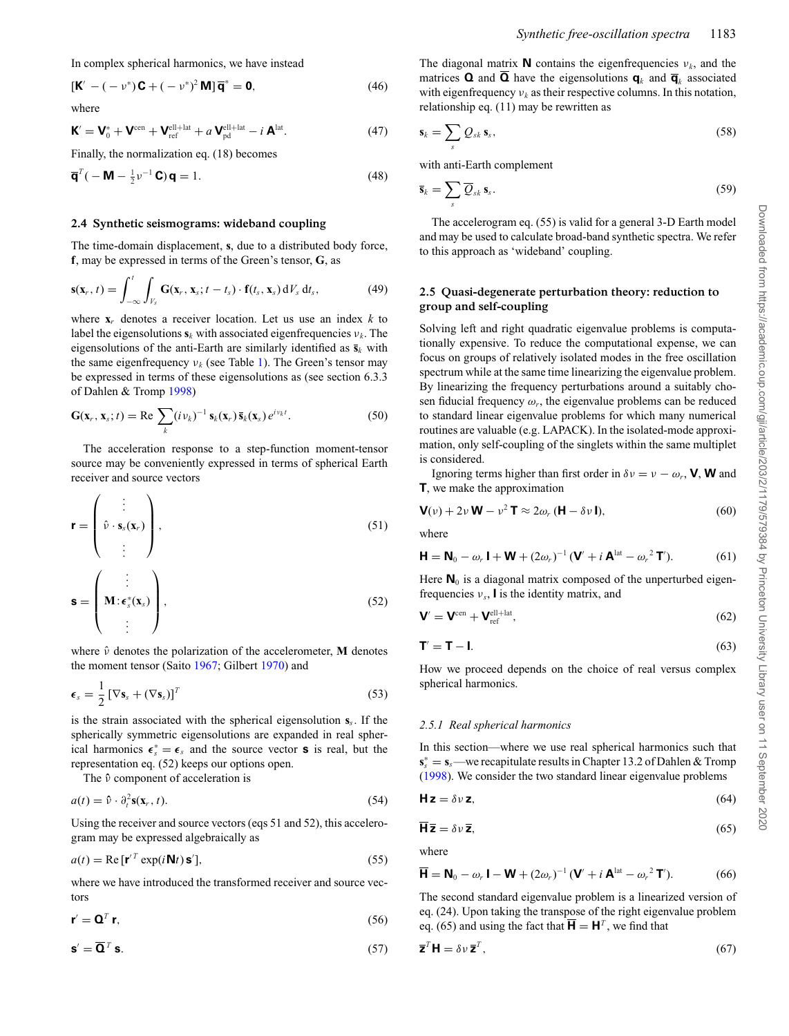In complex spherical harmonics, we have instead

$$[\mathbf{K}' - (-\nu^*)\,\mathbf{C} + (-\nu^*)^2\,\mathbf{M}]\,\overline{\mathbf{q}}^* = \mathbf{0}, \tag{46}$$

where

$$\mathbf{K}' = \mathbf{V}_0^* + \mathbf{V}^{\rm cen} + \mathbf{V}_{\rm ref}^{\rm ell+lat} + a\,\mathbf{V}_{\rm pd}^{\rm ell+lat} - i\,\mathbf{A}^{\rm lat}. \tag{47}$$

Finally, the normalization eq. (18) becomes

$$\overline{\mathbf{q}}^T(-\mathbf{M} - \tfrac{1}{2}\nu^{-1}\,\mathbf{C})\,\mathbf{q} = 1. \tag{48}$$

### 2.4 Synthetic seismograms: wideband coupling

The time-domain displacement, $\mathbf{s}$, due to a distributed body force, $\mathbf{f}$, may be expressed in terms of the Green's tensor, $\mathbf{G}$, as

$$\mathbf{s}(\mathbf{x}_r, t) = \int_{-\infty}^{t}\int_{V_s} \mathbf{G}(\mathbf{x}_r, \mathbf{x}_s; t - t_s)\cdot\mathbf{f}(t_s, \mathbf{x}_s)\,\mathrm{d}V_s\,\mathrm{d}t_s, \tag{49}$$

where $\mathbf{x}_r$ denotes a receiver location. Let us use an index $k$ to label the eigensolutions $\mathbf{s}_k$ with associated eigenfrequencies $\nu_k$. The eigensolutions of the anti-Earth are similarly identified as $\overline{\mathbf{s}}_k$ with the same eigenfrequency $\nu_k$ (see Table 1). The Green's tensor may be expressed in terms of these eigensolutions as (see section 6.3.3 of Dahlen & Tromp 1998)

$$\mathbf{G}(\mathbf{x}_r, \mathbf{x}_s; t) = \mathrm{Re}\sum_k (i\nu_k)^{-1}\,\mathbf{s}_k(\mathbf{x}_r)\,\overline{\mathbf{s}}_k(\mathbf{x}_s)\,e^{i\nu_k t}. \tag{50}$$

The acceleration response to a step-function moment-tensor source may be conveniently expressed in terms of spherical Earth receiver and source vectors

$$\mathbf{r} = \begin{pmatrix} \vdots \\ \hat{\nu}\cdot\mathbf{s}_s(\mathbf{x}_r) \\ \vdots \end{pmatrix}, \tag{51}$$

$$\mathbf{s} = \begin{pmatrix} \vdots \\ \mathbf{M}:\boldsymbol{\epsilon}_s^*(\mathbf{x}_s) \\ \vdots \end{pmatrix}, \tag{52}$$

where $\hat{\nu}$ denotes the polarization of the accelerometer, $\mathbf{M}$ denotes the moment tensor (Saito 1967; Gilbert 1970) and

$$\boldsymbol{\epsilon}_s = \frac{1}{2}\,[\nabla\mathbf{s}_s + (\nabla\mathbf{s}_s)]^T \tag{53}$$

is the strain associated with the spherical eigensolution $\mathbf{s}_s$. If the spherically symmetric eigensolutions are expanded in real spherical harmonics $\boldsymbol{\epsilon}_s^* = \boldsymbol{\epsilon}_s$ and the source vector $\mathbf{s}$ is real, but the representation eq. (52) keeps our options open.

The $\hat{\nu}$ component of acceleration is

$$a(t) = \hat{\nu}\cdot\partial_t^2\mathbf{s}(\mathbf{x}_r, t). \tag{54}$$

Using the receiver and source vectors (eqs 51 and 52), this accelerogram may be expressed algebraically as

$$a(t) = \mathrm{Re}\,[\mathbf{r}'^T\exp(i\mathbf{N}t)\,\mathbf{s}'], \tag{55}$$

where we have introduced the transformed receiver and source vectors

$$\mathbf{r}' = \mathbf{Q}^T\,\mathbf{r}, \tag{56}$$

$$\mathbf{s}' = \overline{\mathbf{Q}}^T\,\mathbf{s}. \tag{57}$$

The diagonal matrix $\mathbf{N}$ contains the eigenfrequencies $\nu_k$, and the matrices $\mathbf{Q}$ and $\overline{\mathbf{Q}}$ have the eigensolutions $\mathbf{q}_k$ and $\overline{\mathbf{q}}_k$ associated with eigenfrequency $\nu_k$ as their respective columns. In this notation, relationship eq. (11) may be rewritten as

$$\mathbf{s}_k = \sum_s Q_{sk}\,\mathbf{s}_s, \tag{58}$$

with anti-Earth complement

$$\overline{\mathbf{s}}_k = \sum_s \overline{Q}_{sk}\,\mathbf{s}_s. \tag{59}$$

The accelerogram eq. (55) is valid for a general 3-D Earth model and may be used to calculate broad-band synthetic spectra. We refer to this approach as 'wideband' coupling.

### 2.5 Quasi-degenerate perturbation theory: reduction to group and self-coupling

Solving left and right quadratic eigenvalue problems is computationally expensive. To reduce the computational expense, we can focus on groups of relatively isolated modes in the free oscillation spectrum while at the same time linearizing the eigenvalue problem. By linearizing the frequency perturbations around a suitably chosen fiducial frequency $\omega_r$, the eigenvalue problems can be reduced to standard linear eigenvalue problems for which many numerical routines are valuable (e.g. LAPACK). In the isolated-mode approximation, only self-coupling of the singlets within the same multiplet is considered.

Ignoring terms higher than first order in $\delta\nu = \nu - \omega_r$, $\mathbf{V}$, $\mathbf{W}$ and $\mathbf{T}$, we make the approximation

$$\mathbf{V}(\nu) + 2\nu\,\mathbf{W} - \nu^2\,\mathbf{T} \approx 2\omega_r\,(\mathbf{H} - \delta\nu\,\mathbf{I}), \tag{60}$$

where

$$\mathbf{H} = \mathbf{N}_0 - \omega_r\,\mathbf{I} + \mathbf{W} + (2\omega_r)^{-1}\,(\mathbf{V}' + i\,\mathbf{A}^{\rm lat} - {\omega_r}^2\,\mathbf{T}'). \tag{61}$$

Here $\mathbf{N}_0$ is a diagonal matrix composed of the unperturbed eigenfrequencies $\nu_s$, $\mathbf{I}$ is the identity matrix, and

$$\mathbf{V}' = \mathbf{V}^{\rm cen} + \mathbf{V}_{\rm ref}^{\rm ell+lat}, \tag{62}$$

$$\mathbf{T}' = \mathbf{T} - \mathbf{I}. \tag{63}$$

How we proceed depends on the choice of real versus complex spherical harmonics.

#### 2.5.1 *Real spherical harmonics*

In this section—where we use real spherical harmonics such that $\mathbf{s}_s^* = \mathbf{s}_s$—we recapitulate results in Chapter 13.2 of Dahlen & Tromp (1998). We consider the two standard linear eigenvalue problems

$$\mathbf{H}\,\mathbf{z} = \delta\nu\,\mathbf{z}, \tag{64}$$

$$\overline{\mathbf{H}}\,\overline{\mathbf{z}} = \delta\nu\,\overline{\mathbf{z}}, \tag{65}$$

where

$$\overline{\mathbf{H}} = \mathbf{N}_0 - \omega_r\,\mathbf{I} - \mathbf{W} + (2\omega_r)^{-1}\,(\mathbf{V}' + i\,\mathbf{A}^{\rm lat} - {\omega_r}^2\,\mathbf{T}'). \tag{66}$$

The second standard eigenvalue problem is a linearized version of eq. (24). Upon taking the transpose of the right eigenvalue problem eq. (65) and using the fact that $\overline{\mathbf{H}} = \mathbf{H}^T$, we find that

$$\overline{\mathbf{z}}^T\,\mathbf{H} = \delta\nu\,\overline{\mathbf{z}}^T, \tag{67}$$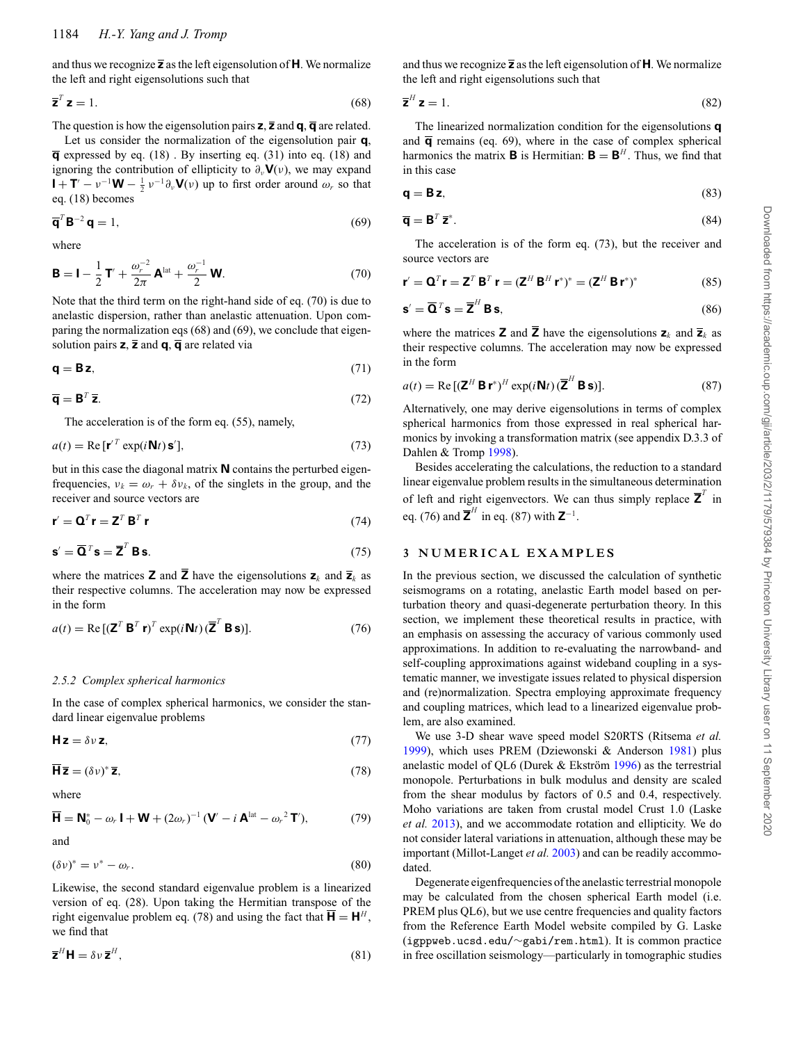and thus we recognize $\overline{\mathbf{z}}$ as the left eigensolution of $\mathbf{H}$. We normalize the left and right eigensolutions such that

$$\overline{\mathbf{z}}^T\,\mathbf{z} = 1. \tag{68}$$

The question is how the eigensolution pairs $\mathbf{z}$, $\overline{\mathbf{z}}$ and $\mathbf{q}$, $\overline{\mathbf{q}}$ are related.

Let us consider the normalization of the eigensolution pair $\mathbf{q}$, $\overline{\mathbf{q}}$ expressed by eq. (18) . By inserting eq. (31) into eq. (18) and ignoring the contribution of ellipticity to $\partial_\nu \mathbf{V}(\nu)$, we may expand $\mathbf{I} + \mathbf{T}' - \nu^{-1}\mathbf{W} - \frac{1}{2}\,\nu^{-1}\partial_\nu \mathbf{V}(\nu)$ up to first order around $\omega_r$ so that eq. (18) becomes

$$\overline{\mathbf{q}}^T\mathbf{B}^{-2}\,\mathbf{q} = 1, \tag{69}$$

where

$$\mathbf{B} = \mathbf{I} - \frac{1}{2}\,\mathbf{T}' + \frac{\omega_r^{-2}}{2\pi}\,\mathbf{A}^{\rm lat} + \frac{\omega_r^{-1}}{2}\,\mathbf{W}. \tag{70}$$

Note that the third term on the right-hand side of eq. (70) is due to anelastic dispersion, rather than anelastic attenuation. Upon comparing the normalization eqs (68) and (69), we conclude that eigensolution pairs $\mathbf{z}$, $\overline{\mathbf{z}}$ and $\mathbf{q}$, $\overline{\mathbf{q}}$ are related via

$$\mathbf{q} = \mathbf{B}\,\mathbf{z}, \tag{71}$$

$$\overline{\mathbf{q}} = \mathbf{B}^T\,\overline{\mathbf{z}}. \tag{72}$$

The acceleration is of the form eq. (55), namely,

$$a(t) = \mathrm{Re}\,[\mathbf{r}'^{\,T}\exp(i\mathbf{N}t)\,\mathbf{s}'], \tag{73}$$

but in this case the diagonal matrix $\mathbf{N}$ contains the perturbed eigenfrequencies, $\nu_k = \omega_r + \delta\nu_k$, of the singlets in the group, and the receiver and source vectors are

$$\mathbf{r}' = \mathbf{Q}^T\mathbf{r} = \mathbf{Z}^T\,\mathbf{B}^T\,\mathbf{r} \tag{74}$$

$$\mathbf{s}' = \overline{\mathbf{Q}}^T\mathbf{s} = \overline{\mathbf{Z}}^T\,\mathbf{B}\,\mathbf{s}. \tag{75}$$

where the matrices $\mathbf{Z}$ and $\overline{\mathbf{Z}}$ have the eigensolutions $\mathbf{z}_k$ and $\overline{\mathbf{z}}_k$ as their respective columns. The acceleration may now be expressed in the form

$$a(t) = \mathrm{Re}\,[(\mathbf{Z}^T\,\mathbf{B}^T\,\mathbf{r})^T\exp(i\mathbf{N}t)\,(\overline{\mathbf{Z}}^T\,\mathbf{B}\,\mathbf{s})]. \tag{76}$$

### 2.5.2 Complex spherical harmonics

In the case of complex spherical harmonics, we consider the standard linear eigenvalue problems

$$\mathbf{H}\,\mathbf{z} = \delta\nu\,\mathbf{z}, \tag{77}$$

$$\overline{\mathbf{H}}\,\overline{\mathbf{z}} = (\delta\nu)^*\,\overline{\mathbf{z}}, \tag{78}$$

where

$$\overline{\mathbf{H}} = \mathbf{N}_0^* - \omega_r\,\mathbf{I} + \mathbf{W} + (2\omega_r)^{-1}\,(\mathbf{V}' - i\,\mathbf{A}^{\rm lat} - \omega_r^{\,2}\,\mathbf{T}'), \tag{79}$$

and

$$(\delta\nu)^* = \nu^* - \omega_r. \tag{80}$$

Likewise, the second standard eigenvalue problem is a linearized version of eq. (28). Upon taking the Hermitian transpose of the right eigenvalue problem eq. (78) and using the fact that $\overline{\mathbf{H}} = \mathbf{H}^H$, we find that

$$\overline{\mathbf{z}}^H\mathbf{H} = \delta\nu\,\overline{\mathbf{z}}^H, \tag{81}$$

and thus we recognize $\overline{\mathbf{z}}$ as the left eigensolution of $\mathbf{H}$. We normalize the left and right eigensolutions such that

$$\overline{\mathbf{z}}^H\,\mathbf{z} = 1. \tag{82}$$

The linearized normalization condition for the eigensolutions $\mathbf{q}$ and $\overline{\mathbf{q}}$ remains (eq. 69), where in the case of complex spherical harmonics the matrix $\mathbf{B}$ is Hermitian: $\mathbf{B} = \mathbf{B}^H$. Thus, we find that in this case

$$\mathbf{q} = \mathbf{B}\,\mathbf{z}, \tag{83}$$

$$\overline{\mathbf{q}} = \mathbf{B}^T\,\overline{\mathbf{z}}^*. \tag{84}$$

The acceleration is of the form eq. (73), but the receiver and source vectors are

$$\mathbf{r}' = \mathbf{Q}^T\mathbf{r} = \mathbf{Z}^T\,\mathbf{B}^T\,\mathbf{r} = (\mathbf{Z}^H\,\mathbf{B}^H\,\mathbf{r}^*)^* = (\mathbf{Z}^H\,\mathbf{B}\,\mathbf{r}^*)^* \tag{85}$$

$$\mathbf{s}' = \overline{\mathbf{Q}}^T\mathbf{s} = \overline{\mathbf{Z}}^H\,\mathbf{B}\,\mathbf{s}, \tag{86}$$

where the matrices $\mathbf{Z}$ and $\overline{\mathbf{Z}}$ have the eigensolutions $\mathbf{z}_k$ and $\overline{\mathbf{z}}_k$ as their respective columns. The acceleration may now be expressed in the form

$$a(t) = \mathrm{Re}\,[(\mathbf{Z}^H\,\mathbf{B}\,\mathbf{r}^*)^H\exp(i\mathbf{N}t)\,(\overline{\mathbf{Z}}^H\,\mathbf{B}\,\mathbf{s})]. \tag{87}$$

Alternatively, one may derive eigensolutions in terms of complex spherical harmonics from those expressed in real spherical harmonics by invoking a transformation matrix (see appendix D.3.3 of Dahlen & Tromp 1998).

Besides accelerating the calculations, the reduction to a standard linear eigenvalue problem results in the simultaneous determination of left and right eigenvectors. We can thus simply replace $\overline{\mathbf{Z}}^T$ in eq. (76) and $\overline{\mathbf{Z}}^H$ in eq. (87) with $\mathbf{Z}^{-1}$.

## 3 NUMERICAL EXAMPLES

In the previous section, we discussed the calculation of synthetic seismograms on a rotating, anelastic Earth model based on perturbation theory and quasi-degenerate perturbation theory. In this section, we implement these theoretical results in practice, with an emphasis on assessing the accuracy of various commonly used approximations. In addition to re-evaluating the narrowband- and self-coupling approximations against wideband coupling in a systematic manner, we investigate issues related to physical dispersion and (re)normalization. Spectra employing approximate frequency and coupling matrices, which lead to a linearized eigenvalue problem, are also examined.

We use 3-D shear wave speed model S20RTS (Ritsema *et al.* 1999), which uses PREM (Dziewonski & Anderson 1981) plus anelastic model of QL6 (Durek & Ekström 1996) as the terrestrial monopole. Perturbations in bulk modulus and density are scaled from the shear modulus by factors of 0.5 and 0.4, respectively. Moho variations are taken from crustal model Crust 1.0 (Laske *et al.* 2013), and we accommodate rotation and ellipticity. We do not consider lateral variations in attenuation, although these may be important (Millot-Langet *et al.* 2003) and can be readily accommodated.

Degenerate eigenfrequencies of the anelastic terrestrial monopole may be calculated from the chosen spherical Earth model (i.e. PREM plus QL6), but we use centre frequencies and quality factors from the Reference Earth Model website compiled by G. Laske (`igppweb.ucsd.edu/~gabi/rem.html`). It is common practice in free oscillation seismology—particularly in tomographic studies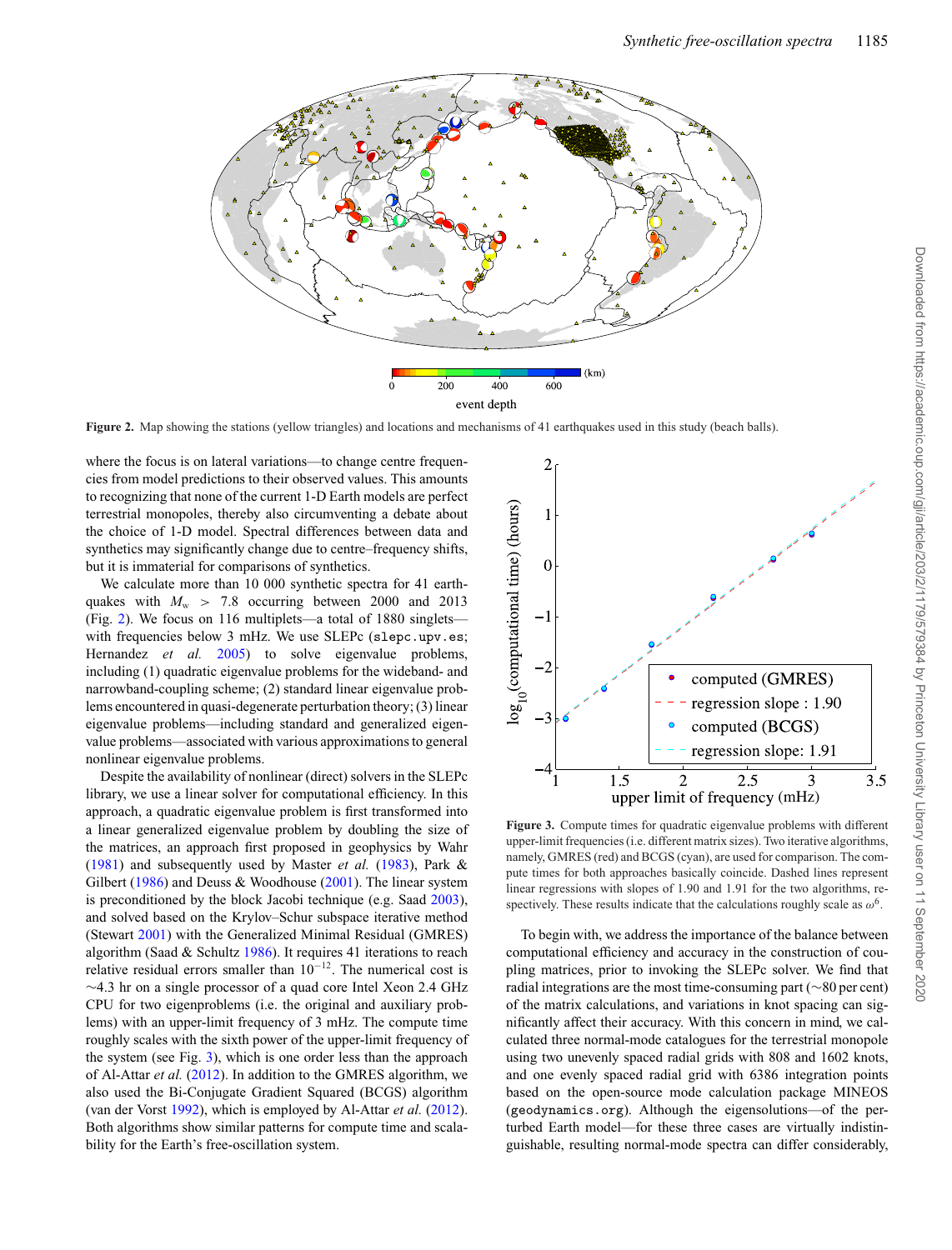Figure 2. Map showing the stations (yellow triangles) and locations and mechanisms of 41 earthquakes used in this study (beach balls).

where the focus is on lateral variations—to change centre frequencies from model predictions to their observed values. This amounts to recognizing that none of the current 1-D Earth models are perfect terrestrial monopoles, thereby also circumventing a debate about the choice of 1-D model. Spectral differences between data and synthetics may significantly change due to centre–frequency shifts, but it is immaterial for comparisons of synthetics.

We calculate more than 10 000 synthetic spectra for 41 earthquakes with $M_w > 7.8$ occurring between 2000 and 2013 (Fig. 2). We focus on 116 multiplets—a total of 1880 singlets—with frequencies below 3 mHz. We use SLEPc (`slepc.upv.es`; Hernandez *et al.* 2005) to solve eigenvalue problems, including (1) quadratic eigenvalue problems for the wideband- and narrowband-coupling scheme; (2) standard linear eigenvalue problems encountered in quasi-degenerate perturbation theory; (3) linear eigenvalue problems—including standard and generalized eigenvalue problems—associated with various approximations to general nonlinear eigenvalue problems.

Despite the availability of nonlinear (direct) solvers in the SLEPc library, we use a linear solver for computational efficiency. In this approach, a quadratic eigenvalue problem is first transformed into a linear generalized eigenvalue problem by doubling the size of the matrices, an approach first proposed in geophysics by Wahr (1981) and subsequently used by Master *et al.* (1983), Park & Gilbert (1986) and Deuss & Woodhouse (2001). The linear system is preconditioned by the block Jacobi technique (e.g. Saad 2003), and solved based on the Krylov–Schur subspace iterative method (Stewart 2001) with the Generalized Minimal Residual (GMRES) algorithm (Saad & Schultz 1986). It requires 41 iterations to reach relative residual errors smaller than $10^{-12}$. The numerical cost is ∼4.3 hr on a single processor of a quad core Intel Xeon 2.4 GHz CPU for two eigenproblems (i.e. the original and auxiliary problems) with an upper-limit frequency of 3 mHz. The compute time roughly scales with the sixth power of the upper-limit frequency of the system (see Fig. 3), which is one order less than the approach of Al-Attar *et al.* (2012). In addition to the GMRES algorithm, we also used the Bi-Conjugate Gradient Squared (BCGS) algorithm (van der Vorst 1992), which is employed by Al-Attar *et al.* (2012). Both algorithms show similar patterns for compute time and scalability for the Earth's free-oscillation system.

Figure 3. Compute times for quadratic eigenvalue problems with different upper-limit frequencies (i.e. different matrix sizes). Two iterative algorithms, namely, GMRES (red) and BCGS (cyan), are used for comparison. The compute times for both approaches basically coincide. Dashed lines represent linear regressions with slopes of 1.90 and 1.91 for the two algorithms, respectively. These results indicate that the calculations roughly scale as $\omega^6$.

To begin with, we address the importance of the balance between computational efficiency and accuracy in the construction of coupling matrices, prior to invoking the SLEPc solver. We find that radial integrations are the most time-consuming part (∼80 per cent) of the matrix calculations, and variations in knot spacing can significantly affect their accuracy. With this concern in mind, we calculated three normal-mode catalogues for the terrestrial monopole using two unevenly spaced radial grids with 808 and 1602 knots, and one evenly spaced radial grid with 6386 integration points based on the open-source mode calculation package MINEOS (`geodynamics.org`). Although the eigensolutions—of the perturbed Earth model—for these three cases are virtually indistinguishable, resulting normal-mode spectra can differ considerably,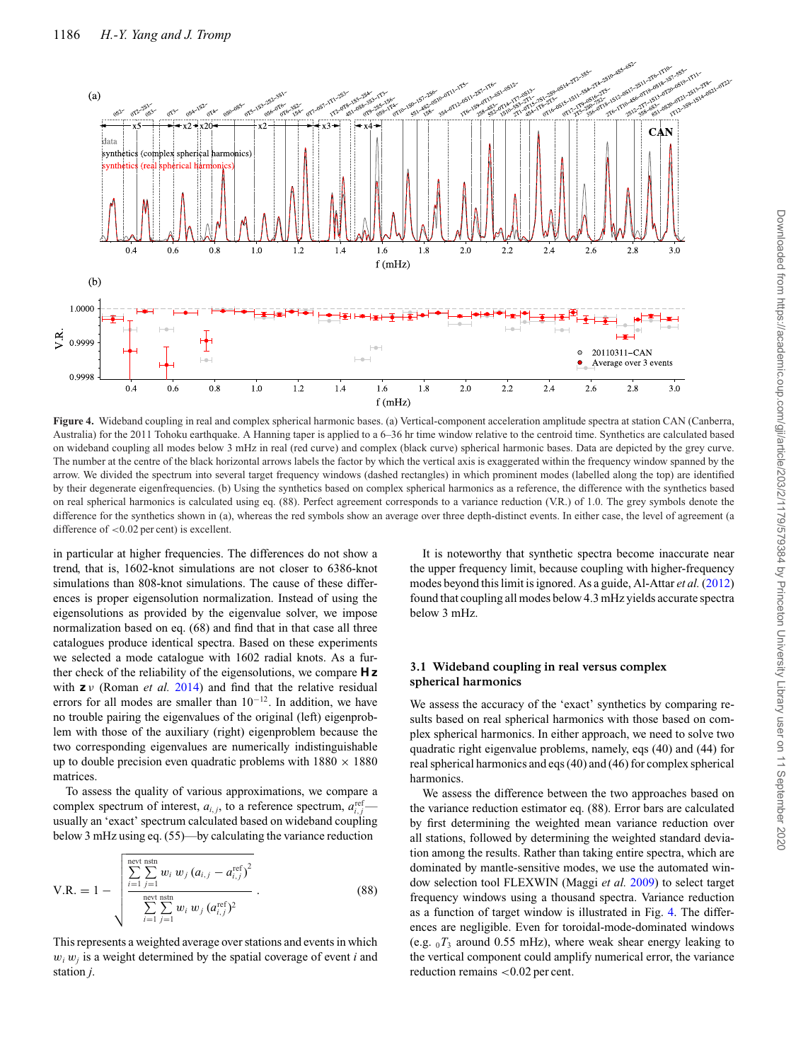**Figure 4.** Wideband coupling in real and complex spherical harmonic bases. (a) Vertical-component acceleration amplitude spectra at station CAN (Canberra, Australia) for the 2011 Tohoku earthquake. A Hanning taper is applied to a 6–36 hr time window relative to the centroid time. Synthetics are calculated based on wideband coupling all modes below 3 mHz in real (red curve) and complex (black curve) spherical harmonic bases. Data are depicted by the grey curve. The number at the centre of the black horizontal arrows labels the factor by which the vertical axis is exaggerated within the frequency window spanned by the arrow. We divided the spectrum into several target frequency windows (dashed rectangles) in which prominent modes (labelled along the top) are identified by their degenerate eigenfrequencies. (b) Using the synthetics based on complex spherical harmonics as a reference, the difference with the synthetics based on real spherical harmonics is calculated using eq. (88). Perfect agreement corresponds to a variance reduction (V.R.) of 1.0. The grey symbols denote the difference for the synthetics shown in (a), whereas the red symbols show an average over three depth-distinct events. In either case, the level of agreement (a difference of <0.02 per cent) is excellent.

in particular at higher frequencies. The differences do not show a trend, that is, 1602-knot simulations are not closer to 6386-knot simulations than 808-knot simulations. The cause of these differences is proper eigensolution normalization. Instead of using the eigensolutions as provided by the eigenvalue solver, we impose normalization based on eq. (68) and find that in that case all three catalogues produce identical spectra. Based on these experiments we selected a mode catalogue with 1602 radial knots. As a further check of the reliability of the eigensolutions, we compare $\mathbf{Hz}$ with $\mathbf{z}\,\nu$ (Roman *et al.* 2014) and find that the relative residual errors for all modes are smaller than $10^{-12}$. In addition, we have no trouble pairing the eigenvalues of the original (left) eigenproblem with those of the auxiliary (right) eigenproblem because the two corresponding eigenvalues are numerically indistinguishable up to double precision even quadratic problems with 1880 × 1880 matrices.

To assess the quality of various approximations, we compare a complex spectrum of interest, $a_{i,j}$, to a reference spectrum, $a_{i,j}^{\text{ref}}$—usually an 'exact' spectrum calculated based on wideband coupling below 3 mHz using eq. (55)—by calculating the variance reduction

$$\text{V.R.} = 1 - \sqrt{\frac{\sum_{i=1}^{\text{nevt}}\sum_{j=1}^{\text{nstn}} w_i\, w_j\, (a_{i,j} - a_{i,j}^{\text{ref}})^2}{\sum_{i=1}^{\text{nevt}}\sum_{j=1}^{\text{nstn}} w_i\, w_j\, (a_{i,j}^{\text{ref}})^2}}. \tag{88}$$

This represents a weighted average over stations and events in which $w_i\, w_j$ is a weight determined by the spatial coverage of event $i$ and station $j$.

It is noteworthy that synthetic spectra become inaccurate near the upper frequency limit, because coupling with higher-frequency modes beyond this limit is ignored. As a guide, Al-Attar *et al.* (2012) found that coupling all modes below 4.3 mHz yields accurate spectra below 3 mHz.

### 3.1 Wideband coupling in real versus complex spherical harmonics

We assess the accuracy of the 'exact' synthetics by comparing results based on real spherical harmonics with those based on complex spherical harmonics. In either approach, we need to solve two quadratic right eigenvalue problems, namely, eqs (40) and (44) for real spherical harmonics and eqs (40) and (46) for complex spherical harmonics.

We assess the difference between the two approaches based on the variance reduction estimator eq. (88). Error bars are calculated by first determining the weighted mean variance reduction over all stations, followed by determining the weighted standard deviation among the results. Rather than taking entire spectra, which are dominated by mantle-sensitive modes, we use the automated window selection tool FLEXWIN (Maggi *et al.* 2009) to select target frequency windows using a thousand spectra. Variance reduction as a function of target window is illustrated in Fig. 4. The differences are negligible. Even for toroidal-mode-dominated windows (e.g. ${}_0T_3$ around 0.55 mHz), where weak shear energy leaking to the vertical component could amplify numerical error, the variance reduction remains <0.02 per cent.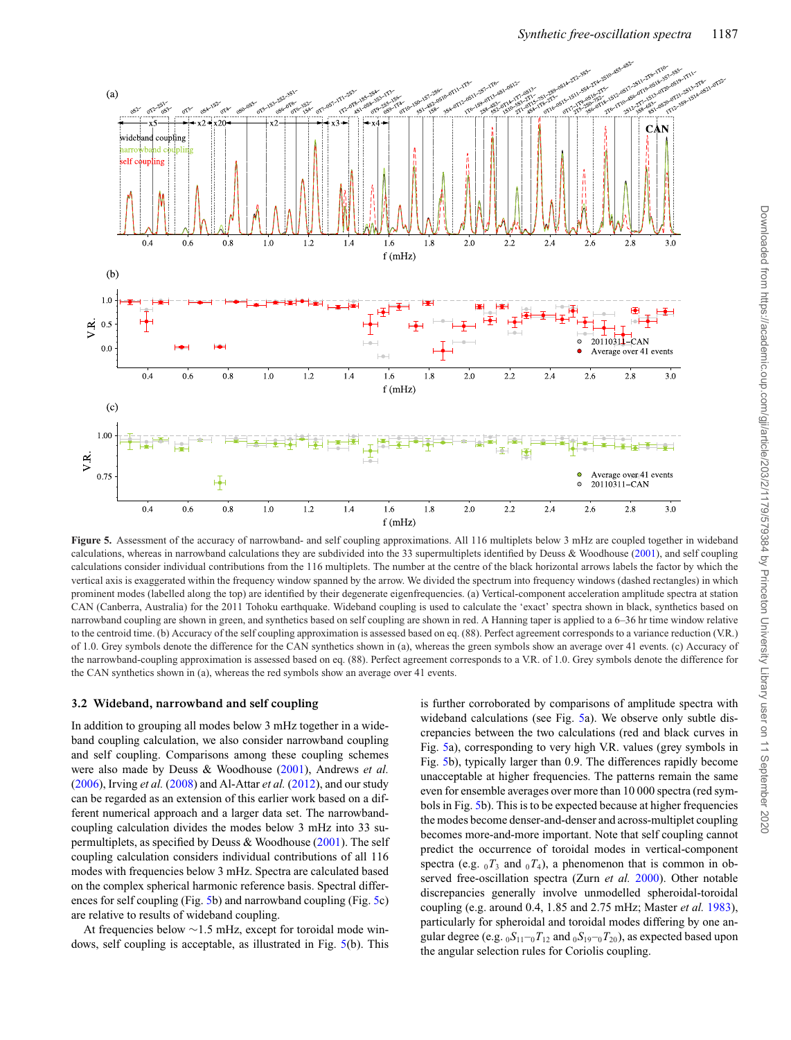**Figure 5.** Assessment of the accuracy of narrowband- and self coupling approximations. All 116 multiplets below 3 mHz are coupled together in wideband calculations, whereas in narrowband calculations they are subdivided into the 33 supermultiplets identified by Deuss & Woodhouse (2001), and self coupling calculations consider individual contributions from the 116 multiplets. The number at the centre of the black horizontal arrows labels the factor by which the vertical axis is exaggerated within the frequency window spanned by the arrow. We divided the spectrum into frequency windows (dashed rectangles) in which prominent modes (labelled along the top) are identified by their degenerate eigenfrequencies. (a) Vertical-component acceleration amplitude spectra at station CAN (Canberra, Australia) for the 2011 Tohoku earthquake. Wideband coupling is used to calculate the 'exact' spectra shown in black, synthetics based on narrowband coupling are shown in green, and synthetics based on self coupling are shown in red. A Hanning taper is applied to a 6–36 hr time window relative to the centroid time. (b) Accuracy of the self coupling approximation is assessed based on eq. (88). Perfect agreement corresponds to a variance reduction (V.R.) of 1.0. Grey symbols denote the difference for the CAN synthetics shown in (a), whereas the green symbols show an average over 41 events. (c) Accuracy of the narrowband-coupling approximation is assessed based on eq. (88). Perfect agreement corresponds to a V.R. of 1.0. Grey symbols denote the difference for the CAN synthetics shown in (a), whereas the red symbols show an average over 41 events.

### 3.2 Wideband, narrowband and self coupling

In addition to grouping all modes below 3 mHz together in a wideband coupling calculation, we also consider narrowband coupling and self coupling. Comparisons among these coupling schemes were also made by Deuss & Woodhouse (2001), Andrews *et al.* (2006), Irving *et al.* (2008) and Al-Attar *et al.* (2012), and our study can be regarded as an extension of this earlier work based on a different numerical approach and a larger data set. The narrowband-coupling calculation divides the modes below 3 mHz into 33 supermultiplets, as specified by Deuss & Woodhouse (2001). The self coupling calculation considers individual contributions of all 116 modes with frequencies below 3 mHz. Spectra are calculated based on the complex spherical harmonic reference basis. Spectral differences for self coupling (Fig. 5b) and narrowband coupling (Fig. 5c) are relative to results of wideband coupling.

At frequencies below ∼1.5 mHz, except for toroidal mode windows, self coupling is acceptable, as illustrated in Fig. 5(b). This is further corroborated by comparisons of amplitude spectra with wideband calculations (see Fig. 5a). We observe only subtle discrepancies between the two calculations (red and black curves in Fig. 5a), corresponding to very high V.R. values (grey symbols in Fig. 5b), typically larger than 0.9. The differences rapidly become unacceptable at higher frequencies. The patterns remain the same even for ensemble averages over more than 10 000 spectra (red symbols in Fig. 5b). This is to be expected because at higher frequencies the modes become denser-and-denser and across-multiplet coupling becomes more-and-more important. Note that self coupling cannot predict the occurrence of toroidal modes in vertical-component spectra (e.g. ${}_0T_3$ and ${}_0T_4$), a phenomenon that is common in observed free-oscillation spectra (Zurn *et al.* 2000). Other notable discrepancies generally involve unmodelled spheroidal-toroidal coupling (e.g. around 0.4, 1.85 and 2.75 mHz; Master *et al.* 1983), particularly for spheroidal and toroidal modes differing by one angular degree (e.g. ${}_0S_{11}$–${}_0T_{12}$ and ${}_0S_{19}$–${}_0T_{20}$), as expected based upon the angular selection rules for Coriolis coupling.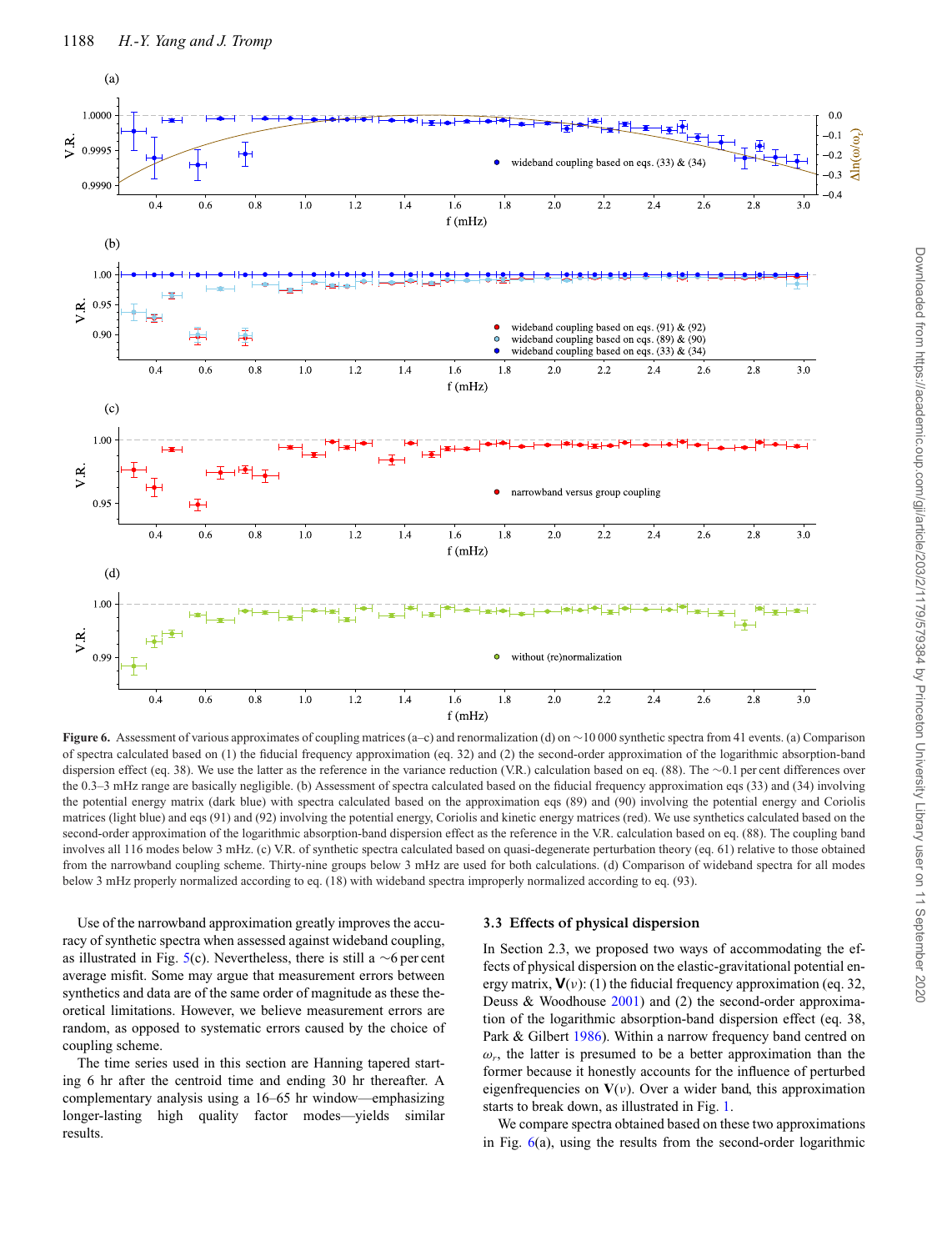**Figure 6.** Assessment of various approximates of coupling matrices (a–c) and renormalization (d) on ~10 000 synthetic spectra from 41 events. (a) Comparison of spectra calculated based on (1) the fiducial frequency approximation (eq. 32) and (2) the second-order approximation of the logarithmic absorption-band dispersion effect (eq. 38). We use the latter as the reference in the variance reduction (V.R.) calculation based on eq. (88). The ~0.1 per cent differences over the 0.3–3 mHz range are basically negligible. (b) Assessment of spectra calculated based on the fiducial frequency approximation eqs (33) and (34) involving the potential energy matrix (dark blue) with spectra calculated based on the approximation eqs (89) and (90) involving the potential energy and Coriolis matrices (light blue) and eqs (91) and (92) involving the potential energy, Coriolis and kinetic energy matrices (red). We use synthetics calculated based on the second-order approximation of the logarithmic absorption-band dispersion effect as the reference in the V.R. calculation based on eq. (88). The coupling band involves all 116 modes below 3 mHz. (c) V.R. of synthetic spectra calculated based on quasi-degenerate perturbation theory (eq. 61) relative to those obtained from the narrowband coupling scheme. Thirty-nine groups below 3 mHz are used for both calculations. (d) Comparison of wideband spectra for all modes below 3 mHz properly normalized according to eq. (18) with wideband spectra improperly normalized according to eq. (93).

Use of the narrowband approximation greatly improves the accuracy of synthetic spectra when assessed against wideband coupling, as illustrated in Fig. 5(c). Nevertheless, there is still a ~6 per cent average misfit. Some may argue that measurement errors between synthetics and data are of the same order of magnitude as these theoretical limitations. However, we believe measurement errors are random, as opposed to systematic errors caused by the choice of coupling scheme.

The time series used in this section are Hanning tapered starting 6 hr after the centroid time and ending 30 hr thereafter. A complementary analysis using a 16–65 hr window—emphasizing longer-lasting high quality factor modes—yields similar results.

### 3.3 Effects of physical dispersion

In Section 2.3, we proposed two ways of accommodating the effects of physical dispersion on the elastic-gravitational potential energy matrix, $\mathbf{V}(\nu)$: (1) the fiducial frequency approximation (eq. 32, Deuss & Woodhouse 2001) and (2) the second-order approximation of the logarithmic absorption-band dispersion effect (eq. 38, Park & Gilbert 1986). Within a narrow frequency band centred on $\omega_r$, the latter is presumed to be a better approximation than the former because it honestly accounts for the influence of perturbed eigenfrequencies on $\mathbf{V}(\nu)$. Over a wider band, this approximation starts to break down, as illustrated in Fig. 1.

We compare spectra obtained based on these two approximations in Fig. 6(a), using the results from the second-order logarithmic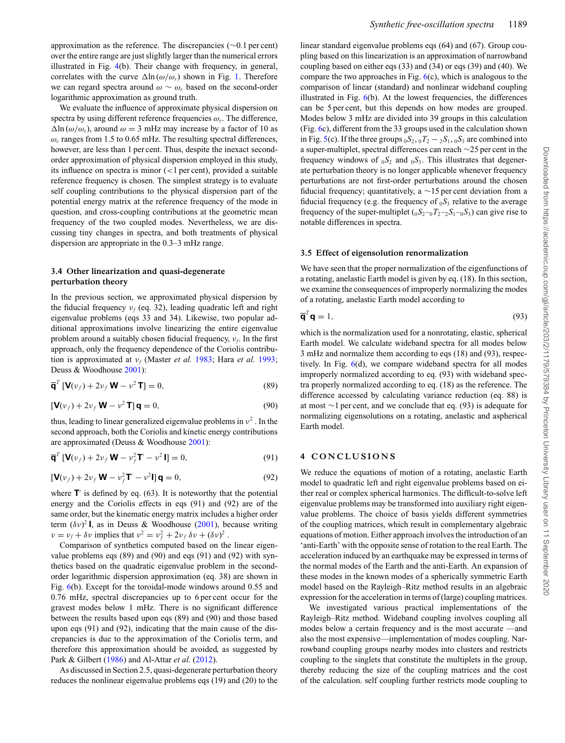approximation as the reference. The discrepancies (~0.1 per cent) over the entire range are just slightly larger than the numerical errors illustrated in Fig. 4(b). Their change with frequency, in general, correlates with the curve $\Delta\ln(\omega/\omega_r)$ shown in Fig. 1. Therefore we can regard spectra around $\omega \sim \omega_r$ based on the second-order logarithmic approximation as ground truth.

We evaluate the influence of approximate physical dispersion on spectra by using different reference frequencies $\omega_r$. The difference, $\Delta\ln(\omega/\omega_r)$, around $\omega = 3$ mHz may increase by a factor of 10 as $\omega_r$ ranges from 1.5 to 0.65 mHz. The resulting spectral differences, however, are less than 1 per cent. Thus, despite the inexact second-order approximation of physical dispersion employed in this study, its influence on spectra is minor (<1 per cent), provided a suitable reference frequency is chosen. The simplest strategy is to evaluate self coupling contributions to the physical dispersion part of the potential energy matrix at the reference frequency of the mode in question, and cross-coupling contributions at the geometric mean frequency of the two coupled modes. Nevertheless, we are discussing tiny changes in spectra, and both treatments of physical dispersion are appropriate in the 0.3–3 mHz range.

### 3.4 Other linearization and quasi-degenerate perturbation theory

In the previous section, we approximated physical dispersion by the fiducial frequency $\nu_f$ (eq. 32), leading quadratic left and right eigenvalue problems (eqs 33 and 34). Likewise, two popular additional approximations involve linearizing the entire eigenvalue problem around a suitably chosen fiducial frequency, $\nu_f$. In the first approach, only the frequency dependence of the Coriolis contribution is approximated at $\nu_f$ (Master *et al.* 1983; Hara *et al.* 1993; Deuss & Woodhouse 2001):

$$\overline{\mathbf{q}}^T \left[\mathbf{V}(\nu_f) + 2\nu_f\, \mathbf{W} - \nu^2\, \mathbf{T}\right] = 0, \tag{89}$$

$$\left[\mathbf{V}(\nu_f) + 2\nu_f\, \mathbf{W} - \nu^2\, \mathbf{T}\right] \mathbf{q} = 0, \tag{90}$$

thus, leading to linear generalized eigenvalue problems in $\nu^2$. In the second approach, both the Coriolis and kinetic energy contributions are approximated (Deuss & Woodhouse 2001):

$$\overline{\mathbf{q}}^T \left[\mathbf{V}(\nu_f) + 2\nu_f\, \mathbf{W} - \nu_f^2 \mathbf{T}' - \nu^2\, \mathbf{I}\right] = 0, \tag{91}$$

$$\left[\mathbf{V}(\nu_f) + 2\nu_f\, \mathbf{W} - \nu_f^2 \mathbf{T}' - \nu^2 \mathbf{I}\right] \mathbf{q} = 0, \tag{92}$$

where $\mathbf{T}'$ is defined by eq. (63). It is noteworthy that the potential energy and the Coriolis effects in eqs (91) and (92) are of the same order, but the kinematic energy matrix includes a higher order term $(\delta\nu)^2\, \mathbf{I}$, as in Deuss & Woodhouse (2001), because writing $\nu = \nu_f + \delta\nu$ implies that $\nu^2 = \nu_f^2 + 2\nu_f\, \delta\nu + (\delta\nu)^2$.

Comparison of synthetics computed based on the linear eigenvalue problems eqs (89) and (90) and eqs (91) and (92) with synthetics based on the quadratic eigenvalue problem in the second-order logarithmic dispersion approximation (eq. 38) are shown in Fig. 6(b). Except for the toroidal-mode windows around 0.55 and 0.76 mHz, spectral discrepancies up to 6 per cent occur for the gravest modes below 1 mHz. There is no significant difference between the results based upon eqs (89) and (90) and those based upon eqs (91) and (92), indicating that the main cause of the discrepancies is due to the approximation of the Coriolis term, and therefore this approximation should be avoided, as suggested by Park & Gilbert (1986) and Al-Attar *et al.* (2012).

As discussed in Section 2.5, quasi-degenerate perturbation theory reduces the nonlinear eigenvalue problems eqs (19) and (20) to the linear standard eigenvalue problems eqs (64) and (67). Group coupling based on this linearization is an approximation of narrowband coupling based on either eqs (33) and (34) or eqs (39) and (40). We compare the two approaches in Fig. 6(c), which is analogous to the comparison of linear (standard) and nonlinear wideband coupling illustrated in Fig. 6(b). At the lowest frequencies, the differences can be 5 per cent, but this depends on how modes are grouped. Modes below 3 mHz are divided into 39 groups in this calculation (Fig. 6c), different from the 33 groups used in the calculation shown in Fig. 5(c). If the three groups ${}_0S_2$, ${}_0T_2 - {}_2S_1$, ${}_0S_3$ are combined into a super-multiplet, spectral differences can reach ~25 per cent in the frequency windows of ${}_0S_2$ and ${}_0S_3$. This illustrates that degenerate perturbation theory is no longer applicable whenever frequency perturbations are not first-order perturbations around the chosen fiducial frequency; quantitatively, a ~15 per cent deviation from a fiducial frequency (e.g. the frequency of ${}_0S_3$ relative to the average frequency of the super-multiplet (${}_0S_2$–${}_0T_2$–${}_2S_1$–${}_0S_3$) can give rise to notable differences in spectra.

### 3.5 Effect of eigensolution renormalization

We have seen that the proper normalization of the eigenfunctions of a rotating, anelastic Earth model is given by eq. (18). In this section, we examine the consequences of improperly normalizing the modes of a rotating, anelastic Earth model according to

$$\overline{\mathbf{q}}^T \mathbf{q} = 1, \tag{93}$$

which is the normalization used for a nonrotating, elastic, spherical Earth model. We calculate wideband spectra for all modes below 3 mHz and normalize them according to eqs (18) and (93), respectively. In Fig. 6(d), we compare wideband spectra for all modes improperly normalized according to eq. (93) with wideband spectra properly normalized according to eq. (18) as the reference. The difference accessed by calculating variance reduction (eq. 88) is at most ~1 per cent, and we conclude that eq. (93) is adequate for normalizing eigensolutions on a rotating, anelastic and aspherical Earth model.

## 4 CONCLUSIONS

We reduce the equations of motion of a rotating, anelastic Earth model to quadratic left and right eigenvalue problems based on either real or complex spherical harmonics. The difficult-to-solve left eigenvalue problems may be transformed into auxiliary right eigenvalue problems. The choice of basis yields different symmetries of the coupling matrices, which result in complementary algebraic equations of motion. Either approach involves the introduction of an 'anti-Earth' with the opposite sense of rotation to the real Earth. The acceleration induced by an earthquake may be expressed in terms of the normal modes of the Earth and the anti-Earth. An expansion of these modes in the known modes of a spherically symmetric Earth model based on the Rayleigh–Ritz method results in an algebraic expression for the acceleration in terms of (large) coupling matrices.

We investigated various practical implementations of the Rayleigh–Ritz method. Wideband coupling involves coupling all modes below a certain frequency and is the most accurate —and also the most expensive—implementation of modes coupling. Narrowband coupling groups nearby modes into clusters and restricts coupling to the singlets that constitute the multiplets in the group, thereby reducing the size of the coupling matrices and the cost of the calculation. self coupling further restricts mode coupling to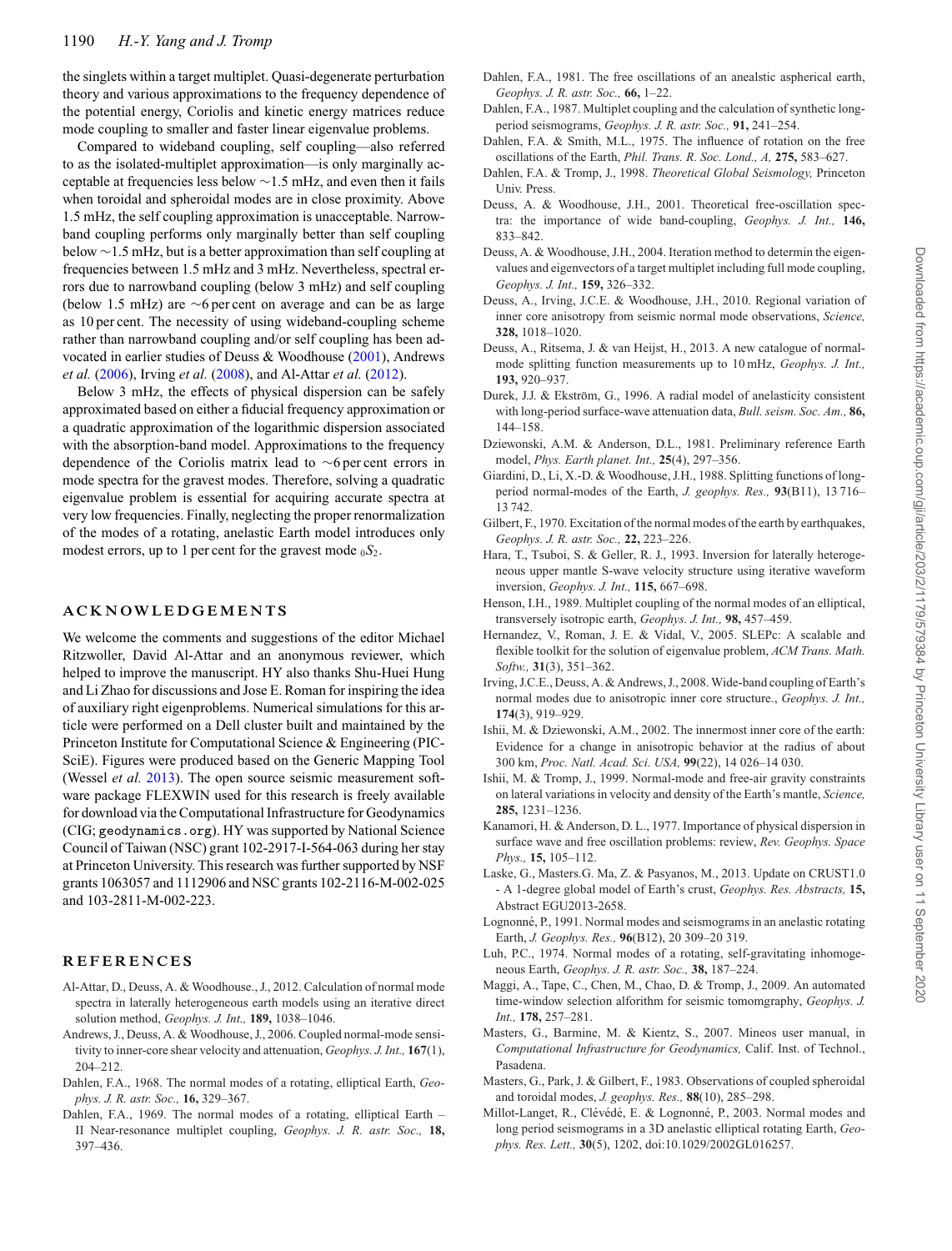the singlets within a target multiplet. Quasi-degenerate perturbation theory and various approximations to the frequency dependence of the potential energy, Coriolis and kinetic energy matrices reduce mode coupling to smaller and faster linear eigenvalue problems.

Compared to wideband coupling, self coupling—also referred to as the isolated-multiplet approximation—is only marginally acceptable at frequencies less below ∼1.5 mHz, and even then it fails when toroidal and spheroidal modes are in close proximity. Above 1.5 mHz, the self coupling approximation is unacceptable. Narrowband coupling performs only marginally better than self coupling below ∼1.5 mHz, but is a better approximation than self coupling at frequencies between 1.5 mHz and 3 mHz. Nevertheless, spectral errors due to narrowband coupling (below 3 mHz) and self coupling (below 1.5 mHz) are ∼6 per cent on average and can be as large as 10 per cent. The necessity of using wideband-coupling scheme rather than narrowband coupling and/or self coupling has been advocated in earlier studies of Deuss & Woodhouse (2001), Andrews *et al.* (2006), Irving *et al.* (2008), and Al-Attar *et al.* (2012).

Below 3 mHz, the effects of physical dispersion can be safely approximated based on either a fiducial frequency approximation or a quadratic approximation of the logarithmic dispersion associated with the absorption-band model. Approximations to the frequency dependence of the Coriolis matrix lead to ∼6 per cent errors in mode spectra for the gravest modes. Therefore, solving a quadratic eigenvalue problem is essential for acquiring accurate spectra at very low frequencies. Finally, neglecting the proper renormalization of the modes of a rotating, anelastic Earth model introduces only modest errors, up to 1 per cent for the gravest mode ${}_0S_2$.

## ACKNOWLEDGEMENTS

We welcome the comments and suggestions of the editor Michael Ritzwoller, David Al-Attar and an anonymous reviewer, which helped to improve the manuscript. HY also thanks Shu-Huei Hung and Li Zhao for discussions and Jose E. Roman for inspiring the idea of auxiliary right eigenproblems. Numerical simulations for this article were performed on a Dell cluster built and maintained by the Princeton Institute for Computational Science & Engineering (PICSciE). Figures were produced based on the Generic Mapping Tool (Wessel *et al.* 2013). The open source seismic measurement software package FLEXWIN used for this research is freely available for download via the Computational Infrastructure for Geodynamics (CIG; `geodynamics.org`). HY was supported by National Science Council of Taiwan (NSC) grant 102-2917-I-564-063 during her stay at Princeton University. This research was further supported by NSF grants 1063057 and 1112906 and NSC grants 102-2116-M-002-025 and 103-2811-M-002-223.

## REFERENCES

Al-Attar, D., Deuss, A. & Woodhouse., J., 2012. Calculation of normal mode spectra in laterally heterogeneous earth models using an iterative direct solution method, *Geophys. J. Int.,* **189,** 1038–1046.

Andrews, J., Deuss, A. & Woodhouse, J., 2006. Coupled normal-mode sensitivity to inner-core shear velocity and attenuation, *Geophys. J. Int.,* **167**(1), 204–212.

Dahlen, F.A., 1968. The normal modes of a rotating, elliptical Earth, *Geophys. J. R. astr. Soc.,* **16,** 329–367.

Dahlen, F.A., 1969. The normal modes of a rotating, elliptical Earth – II Near-resonance multiplet coupling, *Geophys. J. R. astr. Soc.,* **18,** 397–436.

Dahlen, F.A., 1981. The free oscillations of an anealstic aspherical earth, *Geophys. J. R. astr. Soc.,* **66,** 1–22.

Dahlen, F.A., 1987. Multiplet coupling and the calculation of synthetic long-period seismograms, *Geophys. J. R. astr. Soc.,* **91,** 241–254.

Dahlen, F.A. & Smith, M.L., 1975. The influence of rotation on the free oscillations of the Earth, *Phil. Trans. R. Soc. Lond., A,* **275,** 583–627.

Dahlen, F.A. & Tromp, J., 1998. *Theoretical Global Seismology,* Princeton Univ. Press.

Deuss, A. & Woodhouse, J.H., 2001. Theoretical free-oscillation spectra: the importance of wide band-coupling, *Geophys. J. Int.,* **146,** 833–842.

Deuss, A. & Woodhouse, J.H., 2004. Iteration method to determin the eigenvalues and eigenvectors of a target multiplet including full mode coupling, *Geophys. J. Int.,* **159,** 326–332.

Deuss, A., Irving, J.C.E. & Woodhouse, J.H., 2010. Regional variation of inner core anisotropy from seismic normal mode observations, *Science,* **328,** 1018–1020.

Deuss, A., Ritsema, J. & van Heijst, H., 2013. A new catalogue of normal-mode splitting function measurements up to 10 mHz, *Geophys. J. Int.,* **193,** 920–937.

Durek, J.J. & Ekström, G., 1996. A radial model of anelasticity consistent with long-period surface-wave attenuation data, *Bull. seism. Soc. Am.,* **86,** 144–158.

Dziewonski, A.M. & Anderson, D.L., 1981. Preliminary reference Earth model, *Phys. Earth planet. Int.,* **25**(4), 297–356.

Giardini, D., Li, X.-D. & Woodhouse, J.H., 1988. Splitting functions of long-period normal-modes of the Earth, *J. geophys. Res.,* **93**(B11), 13 716–13 742.

Gilbert, F., 1970. Excitation of the normal modes of the earth by earthquakes, *Geophys. J. R. astr. Soc.,* **22,** 223–226.

Hara, T., Tsuboi, S. & Geller, R. J., 1993. Inversion for laterally heterogeneous upper mantle S-wave velocity structure using iterative waveform inversion, *Geophys. J. Int.,* **115,** 667–698.

Henson, I.H., 1989. Multiplet coupling of the normal modes of an elliptical, transversely isotropic earth, *Geophys. J. Int.,* **98,** 457–459.

Hernandez, V., Roman, J. E. & Vidal, V., 2005. SLEPc: A scalable and flexible toolkit for the solution of eigenvalue problem, *ACM Trans. Math. Softw.,* **31**(3), 351–362.

Irving, J.C.E., Deuss, A. & Andrews, J., 2008. Wide-band coupling of Earth's normal modes due to anisotropic inner core structure., *Geophys. J. Int.,* **174**(3), 919–929.

Ishii, M. & Dziewonski, A.M., 2002. The innermost inner core of the earth: Evidence for a change in anisotropic behavior at the radius of about 300 km, *Proc. Natl. Acad. Sci. USA,* **99**(22), 14 026–14 030.

Ishii, M. & Tromp, J., 1999. Normal-mode and free-air gravity constraints on lateral variations in velocity and density of the Earth's mantle, *Science,* **285,** 1231–1236.

Kanamori, H. & Anderson, D. L., 1977. Importance of physical dispersion in surface wave and free oscillation problems: review, *Rev. Geophys. Space Phys.,* **15,** 105–112.

Laske, G., Masters.G. Ma, Z. & Pasyanos, M., 2013. Update on CRUST1.0 - A 1-degree global model of Earth's crust, *Geophys. Res. Abstracts,* **15,** Abstract EGU2013-2658.

Lognonné, P., 1991. Normal modes and seismograms in an anelastic rotating Earth, *J. Geophys. Res.,* **96**(B12), 20 309–20 319.

Luh, P.C., 1974. Normal modes of a rotating, self-gravitating inhomogeneous Earth, *Geophys. J. R. astr. Soc.,* **38,** 187–224.

Maggi, A., Tape, C., Chen, M., Chao, D. & Tromp, J., 2009. An automated time-window selection alforithm for seismic tomomgraphy, *Geophys. J. Int.,* **178,** 257–281.

Masters, G., Barmine, M. & Kientz, S., 2007. Mineos user manual, in *Computational Infrastructure for Geodynamics,* Calif. Inst. of Technol., Pasadena.

Masters, G., Park, J. & Gilbert, F., 1983. Observations of coupled spheroidal and toroidal modes, *J. geophys. Res.,* **88**(10), 285–298.

Millot-Langet, R., Clévédé, E. & Lognonné, P., 2003. Normal modes and long period seismograms in a 3D anelastic elliptical rotating Earth, *Geophys. Res. Lett.,* **30**(5), 1202, doi:10.1029/2002GL016257.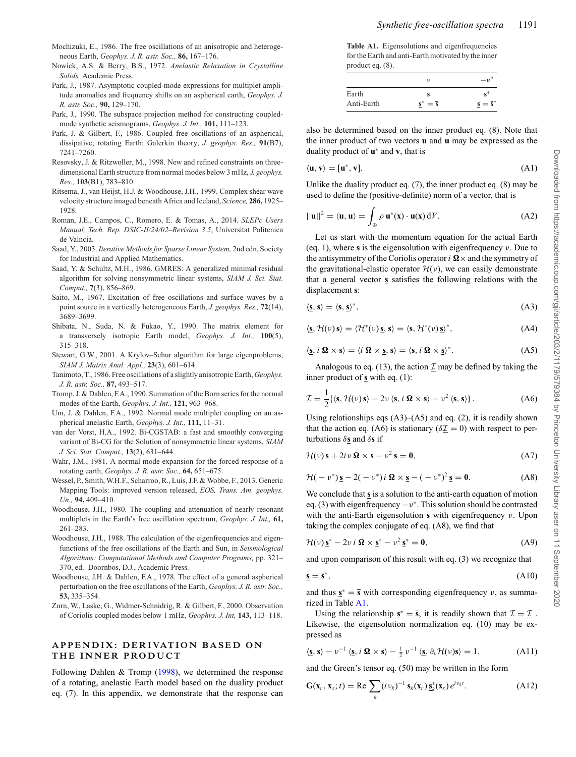Mochizuki, E., 1986. The free oscillations of an anisotropic and heterogeneous Earth, *Geophys. J. R. astr. Soc.,* **86,** 167–176.

Nowick, A.S. & Berry, B.S., 1972. *Anelastic Relaxation in Crystalline Solids,* Academic Press.

Park, J., 1987. Asymptotic coupled-mode expressions for multiplet amplitude anomalies and frequency shifts on an aspherical earth, *Geophys. J. R. astr. Soc.,* **90,** 129–170.

Park, J., 1990. The subspace projection method for constructing coupled-mode synthetic seismograms, *Geophys. J. Int.,* **101,** 111–123.

Park, J. & Gilbert, F., 1986. Coupled free oscillations of an aspherical, dissipative, rotating Earth: Galerkin theory, *J. geophys. Res.,* **91**(B7), 7241–7260.

Resovsky, J. & Ritzwoller, M., 1998. New and refined constraints on three-dimensional Earth structure from normal modes below 3 mHz, *J. geophys. Res.,* **103**(B1), 783–810.

Ritsema, J., van Heijst, H.J. & Woodhouse, J.H., 1999. Complex shear wave velocity structure imaged beneath Africa and Iceland, *Science,* **286,** 1925–1928.

Roman, J.E., Campos, C., Romero, E. & Tomas, A., 2014. *SLEPc Users Manual, Tech. Rep. DSIC-II/24/02–Revision 3.5*, Universitat Politcnica de Valncia.

Saad, Y., 2003. *Iterative Methods for Sparse Linear System,* 2nd edn, Society for Industrial and Applied Mathematics.

Saad, Y. & Schultz, M.H., 1986. GMRES: A generalized minimal residual algorithm for solving nonsymmetric linear systems, *SIAM J. Sci. Stat. Comput.,* **7**(3), 856–869.

Saito, M., 1967. Excitation of free oscillations and surface waves by a point source in a vertically heterogeneous Earth, *J. geophys. Res.,* **72**(14), 3689–3699.

Shibata, N., Suda, N. & Fukao, Y., 1990. The matrix element for a transversely isotropic Earth model, *Geophys. J. Int.,* **100**(5), 315–318.

Stewart, G.W., 2001. A Krylov–Schur algorithm for large eigenproblems, *SIAM J. Matrix Anal. Appl.,* **23**(3), 601–614.

Tanimoto, T., 1986. Free oscillations of a slightly anisotropic Earth, *Geophys. J. R. astr. Soc.,* **87,** 493–517.

Tromp, J. & Dahlen, F.A., 1990. Summation of the Born series for the normal modes of the Earth, *Geophys. J. Int.,* **121,** 963–968.

Um, J. & Dahlen, F.A., 1992. Normal mode multiplet coupling on an aspherical anelastic Earth, *Geophys. J. Int.,* **111,** 11–31.

van der Vorst, H.A., 1992. Bi-CGSTAB: a fast and smoothly converging variant of Bi-CG for the Solution of nonsymmetric linear systems, *SIAM J. Sci. Stat. Comput.,* **13**(2), 631–644.

Wahr, J.M., 1981. A normal mode expansion for the forced response of a rotating earth, *Geophys. J. R. astr. Soc.,* **64,** 651–675.

Wessel, P., Smith, W.H.F., Scharroo, R., Luis, J.F. & Wobbe, F., 2013. Generic Mapping Tools: improved version released, *EOS, Trans. Am. geophys. Un.,* **94,** 409–410.

Woodhouse, J.H., 1980. The coupling and attenuation of nearly resonant multiplets in the Earth's free oscillation spectrum, *Geophys. J. Int.,* **61,** 261–283.

Woodhouse, J.H., 1988. The calculation of the eigenfrequencies and eigenfunctions of the free oscillations of the Earth and Sun, in *Seismological Algorithms: Computational Methods and Computer Programs,* pp. 321–370, ed. Doornbos, D.J., Academic Press.

Woodhouse, J.H. & Dahlen, F.A., 1978. The effect of a general aspherical perturbation on the free oscillations of the Earth, *Geophys. J. R. astr. Soc.,* **53,** 335–354.

Zurn, W., Laske, G., Widmer-Schnidrig, R. & Gilbert, F., 2000. Observation of Coriolis coupled modes below 1 mHz, *Geophys. J. Int,* **143,** 113–118.

## APPENDIX: DERIVATION BASED ON THE INNER PRODUCT

Following Dahlen & Tromp (1998), we determined the response of a rotating, anelastic Earth model based on the duality product eq. (7). In this appendix, we demonstrate that the response can also be determined based on the inner product eq. (8). Note that the inner product of two vectors $\mathbf{u}$ and $\mathbf{u}$ may be expressed as the duality product of $\mathbf{u}^*$ and $\mathbf{v}$, that is

$$\langle \mathbf{u}, \mathbf{v}\rangle = [\mathbf{u}^*, \mathbf{v}]. \tag{A1}$$

Unlike the duality product eq. (7), the inner product eq. (8) may be used to define the (positive-definite) norm of a vector, that is

$$||\mathbf{u}||^2 = \langle \mathbf{u}, \mathbf{u}\rangle = \int_{\oplus} \rho\, \mathbf{u}^*(\mathbf{x}) \cdot \mathbf{u}(\mathbf{x})\, \mathrm{d}V. \tag{A2}$$

Let us start with the momentum equation for the actual Earth (eq. 1), where $\mathbf{s}$ is the eigensolution with eigenfrequency $\nu$. Due to the antisymmetry of the Coriolis operator $i\,\boldsymbol{\Omega}\times$ and the symmetry of the gravitational-elastic operator $\mathcal{H}(\nu)$, we can easily demonstrate that a general vector $\underline{\mathbf{s}}$ satisfies the following relations with the displacement $\mathbf{s}$:

$$\langle \underline{\mathbf{s}}, \mathbf{s}\rangle = \langle \mathbf{s}, \underline{\mathbf{s}}\rangle^*, \tag{A3}$$

$$\langle \underline{\mathbf{s}}, \mathcal{H}(\nu)\, \mathbf{s}\rangle = \langle \mathcal{H}^*(\nu)\, \underline{\mathbf{s}}, \mathbf{s}\rangle = \langle \mathbf{s}, \mathcal{H}^*(\nu)\, \underline{\mathbf{s}}\rangle^*, \tag{A4}$$

$$\langle \underline{\mathbf{s}}, i\, \boldsymbol{\Omega} \times \mathbf{s}\rangle = \langle i\, \boldsymbol{\Omega} \times \underline{\mathbf{s}}, \mathbf{s}\rangle = \langle \mathbf{s}, i\, \boldsymbol{\Omega} \times \underline{\mathbf{s}}\rangle^*. \tag{A5}$$

Analogous to eq. (13), the action $\underline{\mathcal{I}}$ may be defined by taking the inner product of $\underline{\mathbf{s}}$ with eq. (1):

$$\underline{\mathcal{I}} = \frac{1}{2}\{\langle \underline{\mathbf{s}}, \mathcal{H}(\nu)\, \mathbf{s}\rangle + 2\nu\, \langle \underline{\mathbf{s}}, i\, \boldsymbol{\Omega} \times \mathbf{s}\rangle - \nu^2\, \langle \underline{\mathbf{s}}, \mathbf{s}\rangle\}. \tag{A6}$$

Using relationships eqs (A3)–(A5) and eq. (2), it is readily shown that the action eq. (A6) is stationary ($\delta\underline{\mathcal{I}} = 0$) with respect to perturbations $\delta\underline{\mathbf{s}}$ and $\delta\mathbf{s}$ if

$$\mathcal{H}(\nu)\, \mathbf{s} + 2i\nu\, \boldsymbol{\Omega} \times \mathbf{s} - \nu^2\, \mathbf{s} = \mathbf{0}, \tag{A7}$$

$$\mathcal{H}(-\nu^*)\, \underline{\mathbf{s}} - 2(-\nu^*)\, i\, \boldsymbol{\Omega} \times \underline{\mathbf{s}} - (-\nu^*)^2\, \underline{\mathbf{s}} = \mathbf{0}. \tag{A8}$$

We conclude that $\underline{\mathbf{s}}$ is a solution to the anti-earth equation of motion eq. (3) with eigenfrequency $-\nu^*$. This solution should be contrasted with the anti-Earth eigensolution $\bar{\mathbf{s}}$ with eigenfrequency $\nu$. Upon taking the complex conjugate of eq. (A8), we find that

$$\mathcal{H}(\nu)\, \underline{\mathbf{s}}^* - 2\nu\, i\, \boldsymbol{\Omega} \times \underline{\mathbf{s}}^* - \nu^2\, \underline{\mathbf{s}}^* = \mathbf{0}, \tag{A9}$$

and upon comparison of this result with eq. (3) we recognize that

$$\underline{\mathbf{s}} = \bar{\mathbf{s}}^*, \tag{A10}$$

and thus $\underline{\mathbf{s}}^* = \bar{\mathbf{s}}$ with corresponding eigenfrequency $\nu$, as summarized in Table A1.

**Table A1.** Eigensolutions and eigenfrequencies for the Earth and anti-Earth motivated by the inner product eq. (8).

| | $\nu$ | $-\nu^*$ |
|---|---|---|
| Earth | $\mathbf{s}$ | $\mathbf{s}^*$ |
| Anti-Earth | $\underline{\mathbf{s}}^* = \bar{\mathbf{s}}$ | $\underline{\mathbf{s}} = \bar{\mathbf{s}}^*$ |

Using the relationship $\underline{\mathbf{s}}^* = \bar{\mathbf{s}}$, it is readily shown that $\mathcal{I} = \underline{\mathcal{I}}$. Likewise, the eigensolution normalization eq. (10) may be expressed as

$$\langle \underline{\mathbf{s}}, \mathbf{s}\rangle - \nu^{-1}\, \langle \underline{\mathbf{s}}, i\, \boldsymbol{\Omega} \times \mathbf{s}\rangle - \tfrac{1}{2}\, \nu^{-1}\, \langle \underline{\mathbf{s}}, \partial_\nu \mathcal{H}(\nu)\mathbf{s}\rangle = 1, \tag{A11}$$

and the Green's tensor eq. (50) may be written in the form

$$\mathbf{G}(\mathbf{x}_r, \mathbf{x}_s; t) = \mathrm{Re} \sum_k (i\nu_k)^{-1}\, \mathbf{s}_k(\mathbf{x}_r)\, \underline{\mathbf{s}}_k^*(\mathbf{x}_s)\, e^{i\nu_k t}. \tag{A12}$$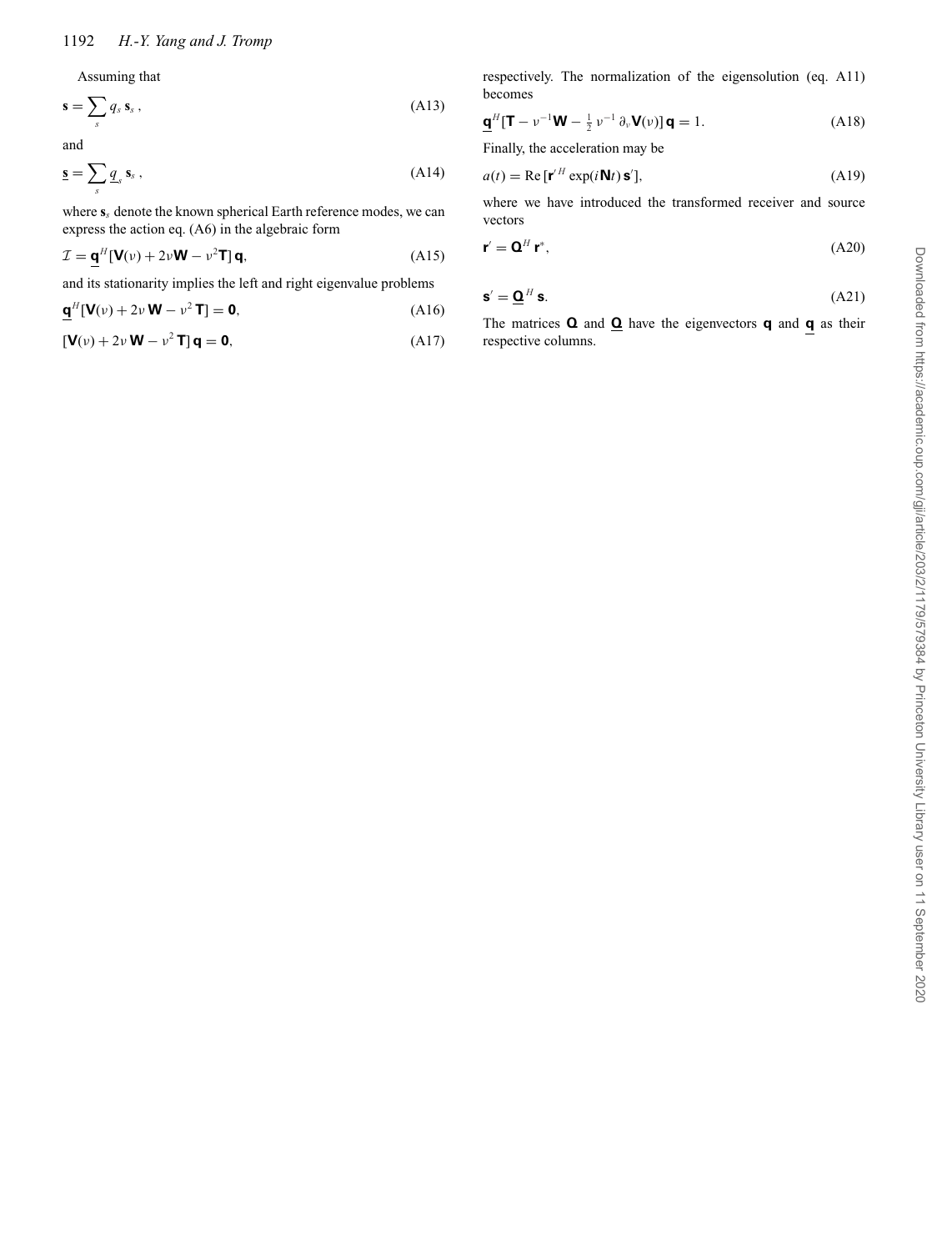Assuming that

$$\mathbf{s} = \sum_s q_s \, \mathbf{s}_s \,, \tag{A13}$$

and

$$\underline{\mathbf{s}} = \sum_s \underline{q}_s \, \mathbf{s}_s \,, \tag{A14}$$

where $\mathbf{s}_s$ denote the known spherical Earth reference modes, we can express the action eq. (A6) in the algebraic form

$$\mathcal{I} = \underline{\mathbf{q}}^H [\mathbf{V}(\nu) + 2\nu \mathbf{W} - \nu^2 \mathbf{T}] \, \mathbf{q}, \tag{A15}$$

and its stationarity implies the left and right eigenvalue problems

$$\underline{\mathbf{q}}^H [\mathbf{V}(\nu) + 2\nu \, \mathbf{W} - \nu^2 \, \mathbf{T}] = \mathbf{0}, \tag{A16}$$

$$[\mathbf{V}(\nu) + 2\nu \, \mathbf{W} - \nu^2 \, \mathbf{T}] \, \mathbf{q} = \mathbf{0}, \tag{A17}$$

respectively. The normalization of the eigensolution (eq. A11) becomes

$$\underline{\mathbf{q}}^H [\mathbf{T} - \nu^{-1} \mathbf{W} - \tfrac{1}{2} \, \nu^{-1} \, \partial_\nu \mathbf{V}(\nu)] \, \mathbf{q} = 1. \tag{A18}$$

Finally, the acceleration may be

$$a(t) = \mathrm{Re} \, [\mathbf{r}'^H \exp(i \mathbf{N} t) \, \mathbf{s}'], \tag{A19}$$

where we have introduced the transformed receiver and source vectors

$$\mathbf{r}' = \mathbf{Q}^H \, \mathbf{r}^*, \tag{A20}$$

$$\mathbf{s}' = \underline{\mathbf{Q}}^H \, \mathbf{s}. \tag{A21}$$

The matrices $\mathbf{Q}$ and $\underline{\mathbf{Q}}$ have the eigenvectors $\mathbf{q}$ and $\underline{\mathbf{q}}$ as their respective columns.